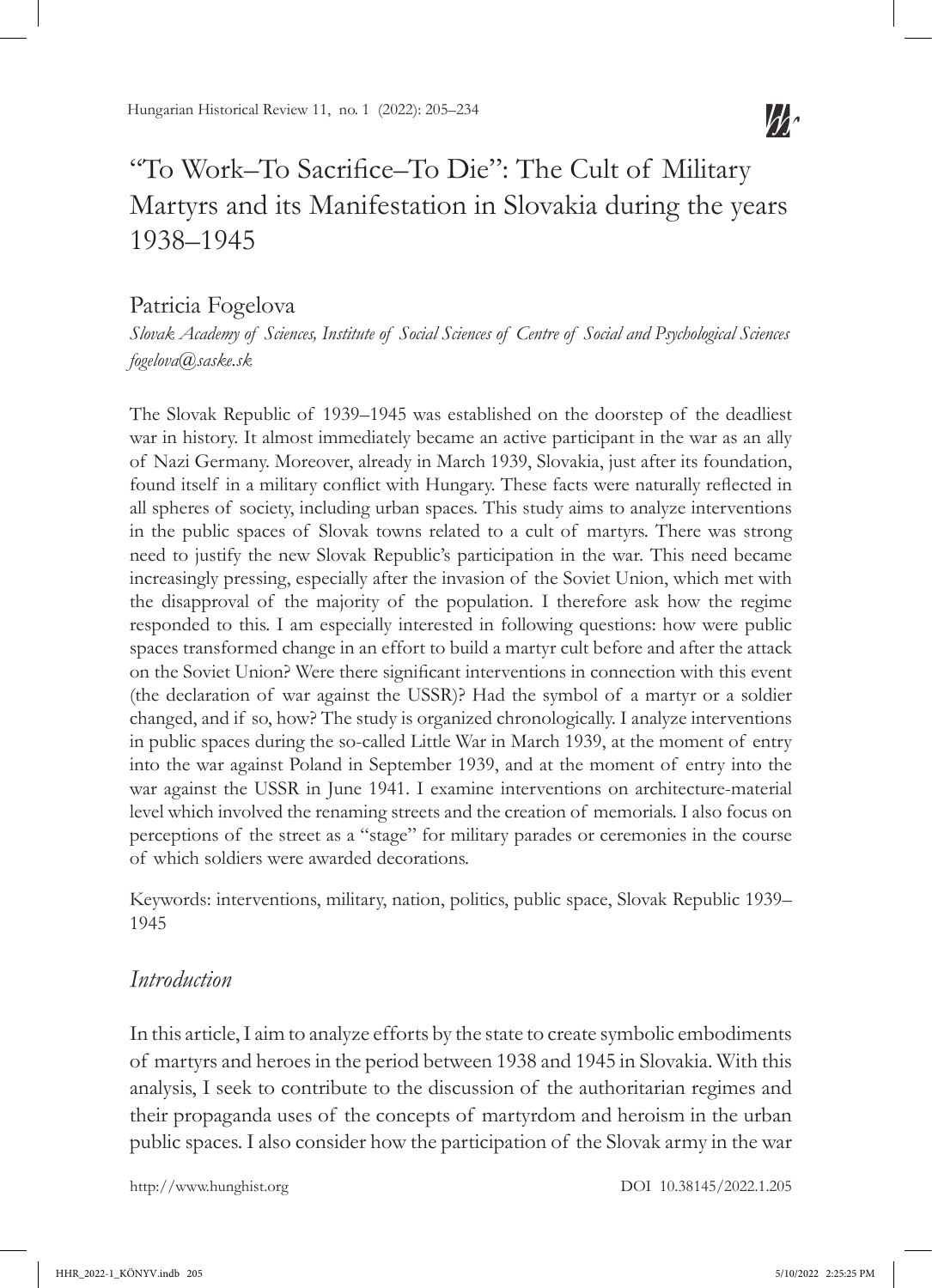# "To Work–To Sacrifice–To Die": The Cult of Military Martyrs and its Manifestation in Slovakia during the years 1938–1945

Patricia Fogelova

*Slovak Academy of Sciences, Institute of Social Sciences of Centre of Social and Psychological Sciences*
*fogelova@saske.sk*

The Slovak Republic of 1939–1945 was established on the doorstep of the deadliest war in history. It almost immediately became an active participant in the war as an ally of Nazi Germany. Moreover, already in March 1939, Slovakia, just after its foundation, found itself in a military conflict with Hungary. These facts were naturally reflected in all spheres of society, including urban spaces. This study aims to analyze interventions in the public spaces of Slovak towns related to a cult of martyrs. There was strong need to justify the new Slovak Republic's participation in the war. This need became increasingly pressing, especially after the invasion of the Soviet Union, which met with the disapproval of the majority of the population. I therefore ask how the regime responded to this. I am especially interested in following questions: how were public spaces transformed change in an effort to build a martyr cult before and after the attack on the Soviet Union? Were there significant interventions in connection with this event (the declaration of war against the USSR)? Had the symbol of a martyr or a soldier changed, and if so, how? The study is organized chronologically. I analyze interventions in public spaces during the so-called Little War in March 1939, at the moment of entry into the war against Poland in September 1939, and at the moment of entry into the war against the USSR in June 1941. I examine interventions on architecture-material level which involved the renaming streets and the creation of memorials. I also focus on perceptions of the street as a "stage" for military parades or ceremonies in the course of which soldiers were awarded decorations.

Keywords: interventions, military, nation, politics, public space, Slovak Republic 1939–1945

## *Introduction*

In this article, I aim to analyze efforts by the state to create symbolic embodiments of martyrs and heroes in the period between 1938 and 1945 in Slovakia. With this analysis, I seek to contribute to the discussion of the authoritarian regimes and their propaganda uses of the concepts of martyrdom and heroism in the urban public spaces. I also consider how the participation of the Slovak army in the war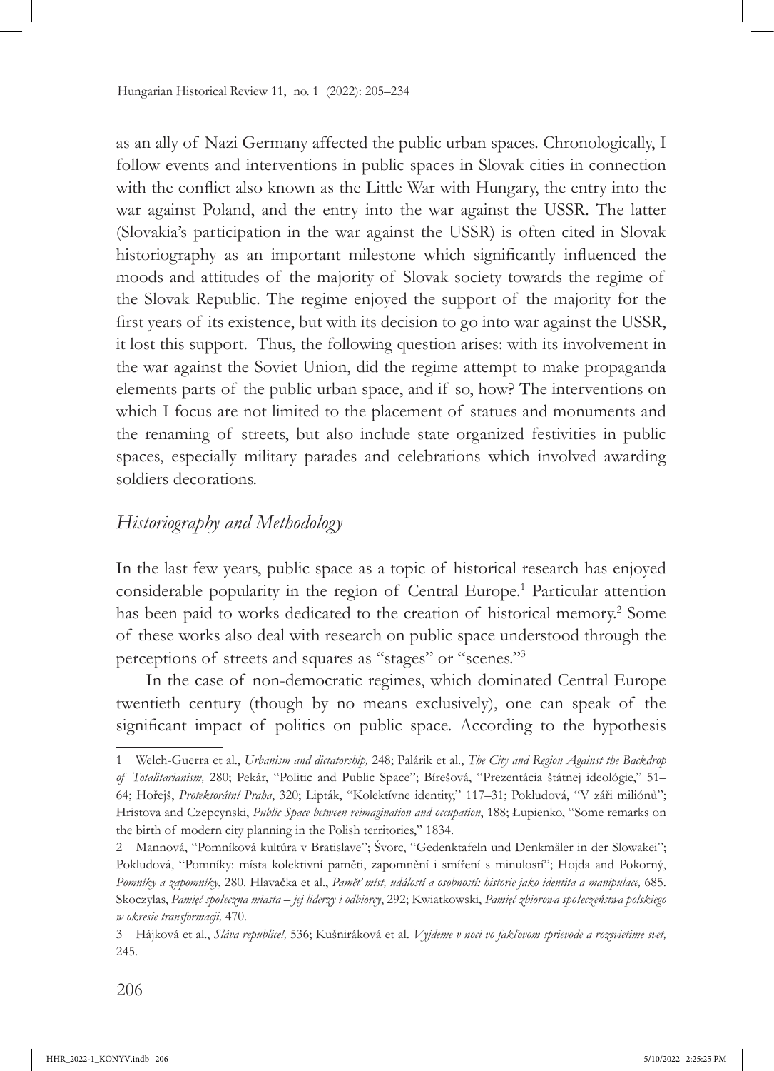as an ally of Nazi Germany affected the public urban spaces. Chronologically, I follow events and interventions in public spaces in Slovak cities in connection with the conflict also known as the Little War with Hungary, the entry into the war against Poland, and the entry into the war against the USSR. The latter (Slovakia's participation in the war against the USSR) is often cited in Slovak historiography as an important milestone which significantly influenced the moods and attitudes of the majority of Slovak society towards the regime of the Slovak Republic. The regime enjoyed the support of the majority for the first years of its existence, but with its decision to go into war against the USSR, it lost this support. Thus, the following question arises: with its involvement in the war against the Soviet Union, did the regime attempt to make propaganda elements parts of the public urban space, and if so, how? The interventions on which I focus are not limited to the placement of statues and monuments and the renaming of streets, but also include state organized festivities in public spaces, especially military parades and celebrations which involved awarding soldiers decorations.

## *Historiography and Methodology*

In the last few years, public space as a topic of historical research has enjoyed considerable popularity in the region of Central Europe.[1] Particular attention has been paid to works dedicated to the creation of historical memory.[2] Some of these works also deal with research on public space understood through the perceptions of streets and squares as "stages" or "scenes."[3]

In the case of non-democratic regimes, which dominated Central Europe twentieth century (though by no means exclusively), one can speak of the significant impact of politics on public space. According to the hypothesis

---

1 Welch-Guerra et al., *Urbanism and dictatorship,* 248; Palárik et al., *The City and Region Against the Backdrop of Totalitarianism,* 280; Pekár, "Politic and Public Space"; Bírešová, "Prezentácia štátnej ideológie," 51–64; Hořejš, *Protektorátní Praha*, 320; Lipták, "Kolektívne identity," 117–31; Pokludová, "V záři miliónů"; Hristova and Czepcynski, *Public Space between reimagination and occupation*, 188; Łupienko, "Some remarks on the birth of modern city planning in the Polish territories," 1834.

2 Mannová, "Pomníková kultúra v Bratislave"; Švorc, "Gedenktafeln und Denkmäler in der Slowakei"; Pokludová, "Pomníky: místa kolektivní paměti, zapomnění i smíření s minulostí"; Hojda and Pokorný, *Pomníky a zapomníky*, 280. Hlavačka et al., *Paměť míst, událostí a osobností: historie jako identita a manipulace,* 685. Skoczylas, *Pamięć społeczna miasta – jej liderzy i odbiorcy*, 292; Kwiatkowski, *Pamięć zbiorowa społeczeństwa polskiego w okresie transformacji,* 470.

3 Hájková et al., *Sláva republice!,* 536; Kušniráková et al. *Vyjdeme v noci vo fakľovom sprievode a rozsvietime svet,* 245.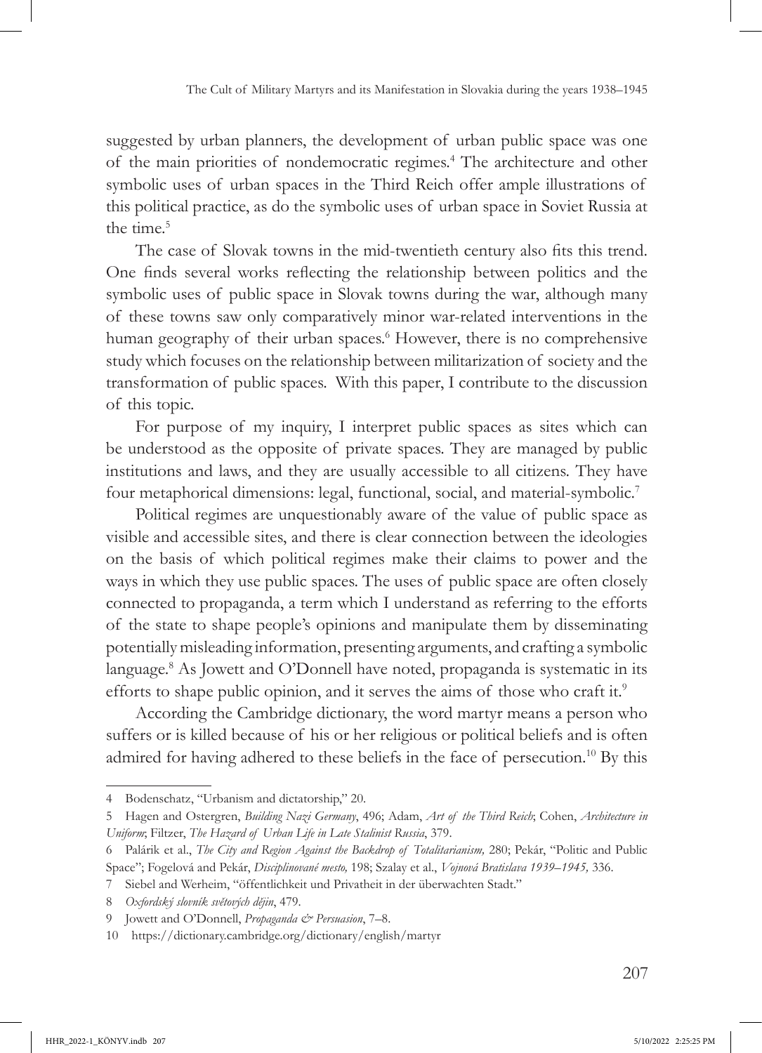suggested by urban planners, the development of urban public space was one of the main priorities of nondemocratic regimes.[4] The architecture and other symbolic uses of urban spaces in the Third Reich offer ample illustrations of this political practice, as do the symbolic uses of urban space in Soviet Russia at the time.[5]

The case of Slovak towns in the mid-twentieth century also fits this trend. One finds several works reflecting the relationship between politics and the symbolic uses of public space in Slovak towns during the war, although many of these towns saw only comparatively minor war-related interventions in the human geography of their urban spaces.[6] However, there is no comprehensive study which focuses on the relationship between militarization of society and the transformation of public spaces. With this paper, I contribute to the discussion of this topic.

For purpose of my inquiry, I interpret public spaces as sites which can be understood as the opposite of private spaces. They are managed by public institutions and laws, and they are usually accessible to all citizens. They have four metaphorical dimensions: legal, functional, social, and material-symbolic.[7]

Political regimes are unquestionably aware of the value of public space as visible and accessible sites, and there is clear connection between the ideologies on the basis of which political regimes make their claims to power and the ways in which they use public spaces. The uses of public space are often closely connected to propaganda, a term which I understand as referring to the efforts of the state to shape people's opinions and manipulate them by disseminating potentially misleading information, presenting arguments, and crafting a symbolic language.[8] As Jowett and O'Donnell have noted, propaganda is systematic in its efforts to shape public opinion, and it serves the aims of those who craft it.[9]

According the Cambridge dictionary, the word martyr means a person who suffers or is killed because of his or her religious or political beliefs and is often admired for having adhered to these beliefs in the face of persecution.[10] By this

---

4 Bodenschatz, "Urbanism and dictatorship," 20.

5 Hagen and Ostergren, *Building Nazi Germany*, 496; Adam, *Art of the Third Reich*; Cohen, *Architecture in Uniform*; Filtzer, *The Hazard of Urban Life in Late Stalinist Russia*, 379.

6 Palárik et al., *The City and Region Against the Backdrop of Totalitarianism,* 280; Pekár, "Politic and Public Space"; Fogelová and Pekár, *Disciplinované mesto,* 198; Szalay et al., *Vojnová Bratislava 1939–1945,* 336.

7 Siebel and Werheim, "öffentlichkeit und Privatheit in der überwachten Stadt."

8 *Oxfordský slovník světových dějin*, 479.

9 Jowett and O'Donnell, *Propaganda & Persuasion*, 7–8.

10 https://dictionary.cambridge.org/dictionary/english/martyr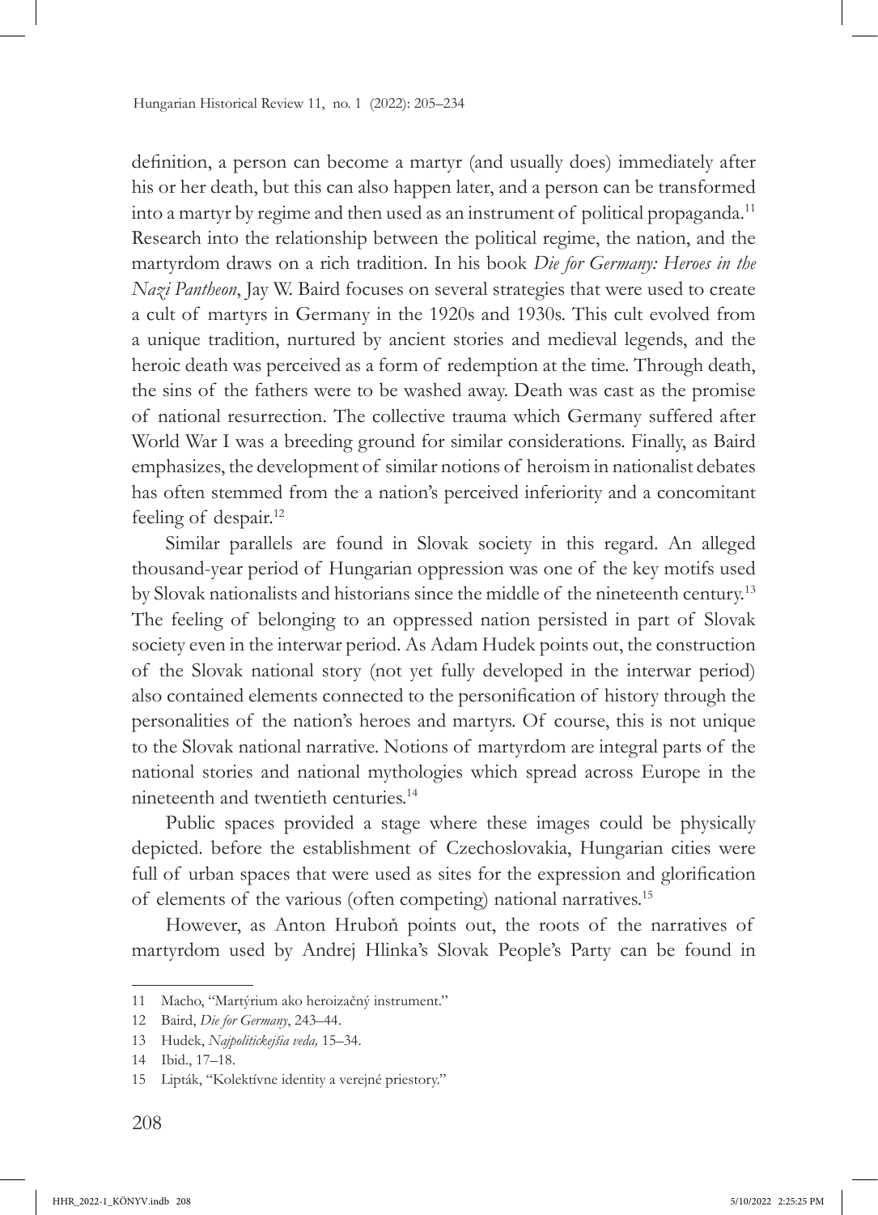definition, a person can become a martyr (and usually does) immediately after his or her death, but this can also happen later, and a person can be transformed into a martyr by regime and then used as an instrument of political propaganda.[11] Research into the relationship between the political regime, the nation, and the martyrdom draws on a rich tradition. In his book *Die for Germany: Heroes in the Nazi Pantheon*, Jay W. Baird focuses on several strategies that were used to create a cult of martyrs in Germany in the 1920s and 1930s. This cult evolved from a unique tradition, nurtured by ancient stories and medieval legends, and the heroic death was perceived as a form of redemption at the time. Through death, the sins of the fathers were to be washed away. Death was cast as the promise of national resurrection. The collective trauma which Germany suffered after World War I was a breeding ground for similar considerations. Finally, as Baird emphasizes, the development of similar notions of heroism in nationalist debates has often stemmed from the a nation's perceived inferiority and a concomitant feeling of despair.[12]

Similar parallels are found in Slovak society in this regard. An alleged thousand-year period of Hungarian oppression was one of the key motifs used by Slovak nationalists and historians since the middle of the nineteenth century.[13] The feeling of belonging to an oppressed nation persisted in part of Slovak society even in the interwar period. As Adam Hudek points out, the construction of the Slovak national story (not yet fully developed in the interwar period) also contained elements connected to the personification of history through the personalities of the nation's heroes and martyrs. Of course, this is not unique to the Slovak national narrative. Notions of martyrdom are integral parts of the national stories and national mythologies which spread across Europe in the nineteenth and twentieth centuries.[14]

Public spaces provided a stage where these images could be physically depicted. before the establishment of Czechoslovakia, Hungarian cities were full of urban spaces that were used as sites for the expression and glorification of elements of the various (often competing) national narratives.[15]

However, as Anton Hruboň points out, the roots of the narratives of martyrdom used by Andrej Hlinka's Slovak People's Party can be found in

---

11 Macho, "Martýrium ako heroizačný instrument."

12 Baird, *Die for Germany*, 243–44.

13 Hudek, *Najpolitickejšia veda,* 15–34.

14 Ibid., 17–18.

15 Lipták, "Kolektívne identity a verejné priestory."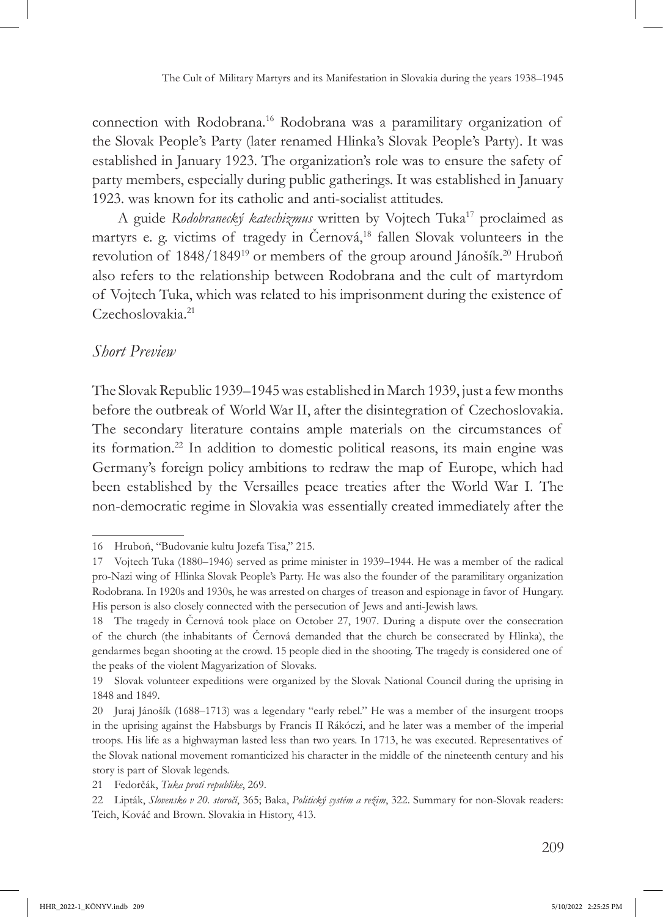connection with Rodobrana.[16] Rodobrana was a paramilitary organization of the Slovak People's Party (later renamed Hlinka's Slovak People's Party). It was established in January 1923. The organization's role was to ensure the safety of party members, especially during public gatherings. It was established in January 1923. was known for its catholic and anti-socialist attitudes.

A guide *Rodobranecký katechizmus* written by Vojtech Tuka[17] proclaimed as martyrs e. g. victims of tragedy in Černová,[18] fallen Slovak volunteers in the revolution of 1848/1849[19] or members of the group around Jánošík.[20] Hruboň also refers to the relationship between Rodobrana and the cult of martyrdom of Vojtech Tuka, which was related to his imprisonment during the existence of Czechoslovakia.[21]

## *Short Preview*

The Slovak Republic 1939–1945 was established in March 1939, just a few months before the outbreak of World War II, after the disintegration of Czechoslovakia. The secondary literature contains ample materials on the circumstances of its formation.[22] In addition to domestic political reasons, its main engine was Germany's foreign policy ambitions to redraw the map of Europe, which had been established by the Versailles peace treaties after the World War I. The non-democratic regime in Slovakia was essentially created immediately after the

---

16 Hruboň, "Budovanie kultu Jozefa Tisa," 215.

17 Vojtech Tuka (1880–1946) served as prime minister in 1939–1944. He was a member of the radical pro-Nazi wing of Hlinka Slovak People's Party. He was also the founder of the paramilitary organization Rodobrana. In 1920s and 1930s, he was arrested on charges of treason and espionage in favor of Hungary. His person is also closely connected with the persecution of Jews and anti-Jewish laws.

18 The tragedy in Černová took place on October 27, 1907. During a dispute over the consecration of the church (the inhabitants of Černová demanded that the church be consecrated by Hlinka), the gendarmes began shooting at the crowd. 15 people died in the shooting. The tragedy is considered one of the peaks of the violent Magyarization of Slovaks.

19 Slovak volunteer expeditions were organized by the Slovak National Council during the uprising in 1848 and 1849.

20 Juraj Jánošík (1688–1713) was a legendary "early rebel." He was a member of the insurgent troops in the uprising against the Habsburgs by Francis II Rákóczi, and he later was a member of the imperial troops. His life as a highwayman lasted less than two years. In 1713, he was executed. Representatives of the Slovak national movement romanticized his character in the middle of the nineteenth century and his story is part of Slovak legends.

21 Fedorčák, *Tuka proti republike*, 269.

22 Lipták, *Slovensko v 20. storočí*, 365; Baka, *Politický systém a režim*, 322. Summary for non-Slovak readers: Teich, Kováč and Brown. Slovakia in History, 413.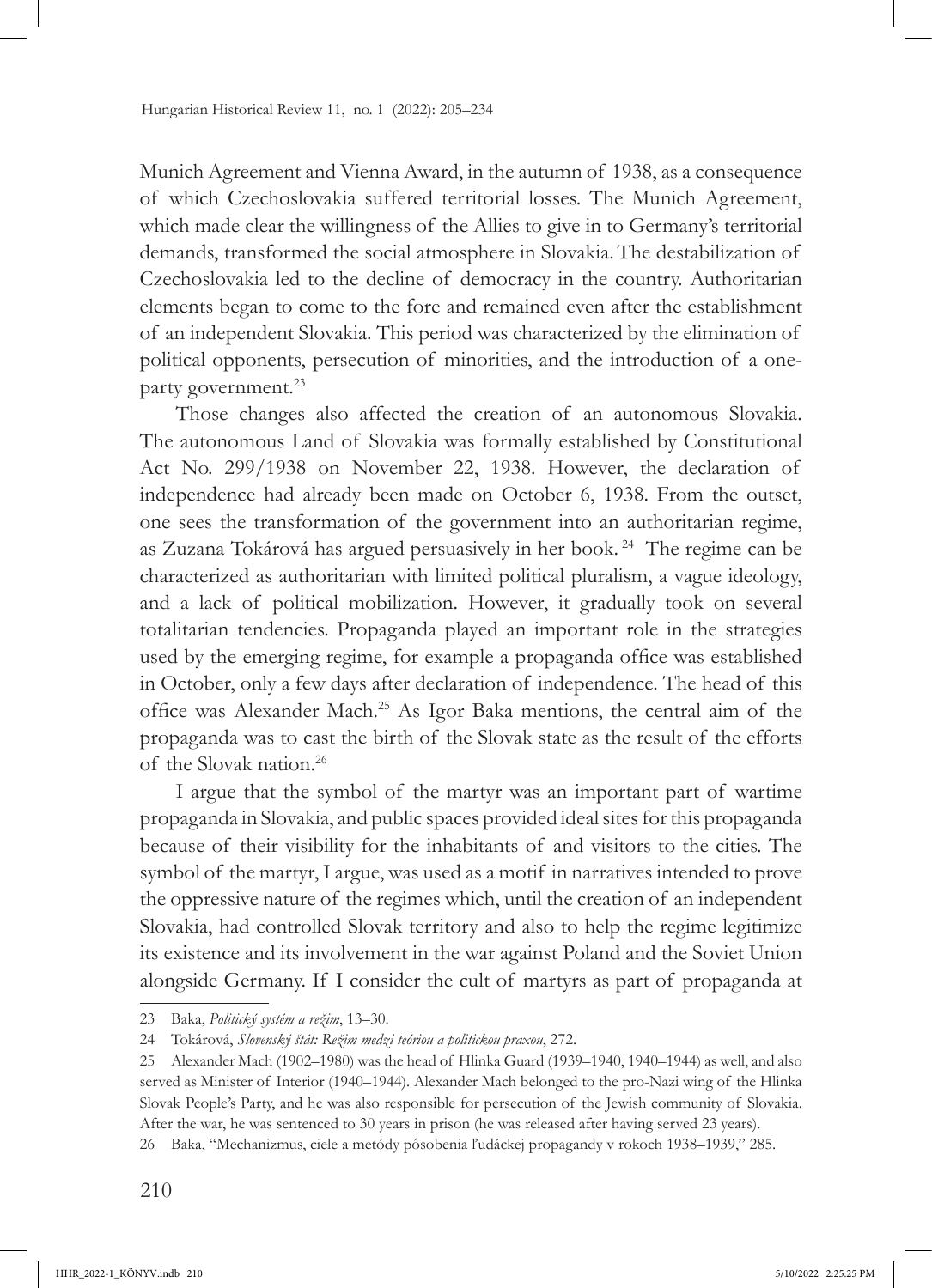Munich Agreement and Vienna Award, in the autumn of 1938, as a consequence of which Czechoslovakia suffered territorial losses. The Munich Agreement, which made clear the willingness of the Allies to give in to Germany's territorial demands, transformed the social atmosphere in Slovakia. The destabilization of Czechoslovakia led to the decline of democracy in the country. Authoritarian elements began to come to the fore and remained even after the establishment of an independent Slovakia. This period was characterized by the elimination of political opponents, persecution of minorities, and the introduction of a one-party government.[23]

Those changes also affected the creation of an autonomous Slovakia. The autonomous Land of Slovakia was formally established by Constitutional Act No. 299/1938 on November 22, 1938. However, the declaration of independence had already been made on October 6, 1938. From the outset, one sees the transformation of the government into an authoritarian regime, as Zuzana Tokárová has argued persuasively in her book.[24] The regime can be characterized as authoritarian with limited political pluralism, a vague ideology, and a lack of political mobilization. However, it gradually took on several totalitarian tendencies. Propaganda played an important role in the strategies used by the emerging regime, for example a propaganda office was established in October, only a few days after declaration of independence. The head of this office was Alexander Mach.[25] As Igor Baka mentions, the central aim of the propaganda was to cast the birth of the Slovak state as the result of the efforts of the Slovak nation.[26]

I argue that the symbol of the martyr was an important part of wartime propaganda in Slovakia, and public spaces provided ideal sites for this propaganda because of their visibility for the inhabitants of and visitors to the cities. The symbol of the martyr, I argue, was used as a motif in narratives intended to prove the oppressive nature of the regimes which, until the creation of an independent Slovakia, had controlled Slovak territory and also to help the regime legitimize its existence and its involvement in the war against Poland and the Soviet Union alongside Germany. If I consider the cult of martyrs as part of propaganda at

---

23 Baka, *Politický systém a režim*, 13–30.

24 Tokárová, *Slovenský štát: Režim medzi teóriou a politickou praxou*, 272.

25 Alexander Mach (1902–1980) was the head of Hlinka Guard (1939–1940, 1940–1944) as well, and also served as Minister of Interior (1940–1944). Alexander Mach belonged to the pro-Nazi wing of the Hlinka Slovak People's Party, and he was also responsible for persecution of the Jewish community of Slovakia. After the war, he was sentenced to 30 years in prison (he was released after having served 23 years).

26 Baka, "Mechanizmus, ciele a metódy pôsobenia ľudáckej propagandy v rokoch 1938–1939," 285.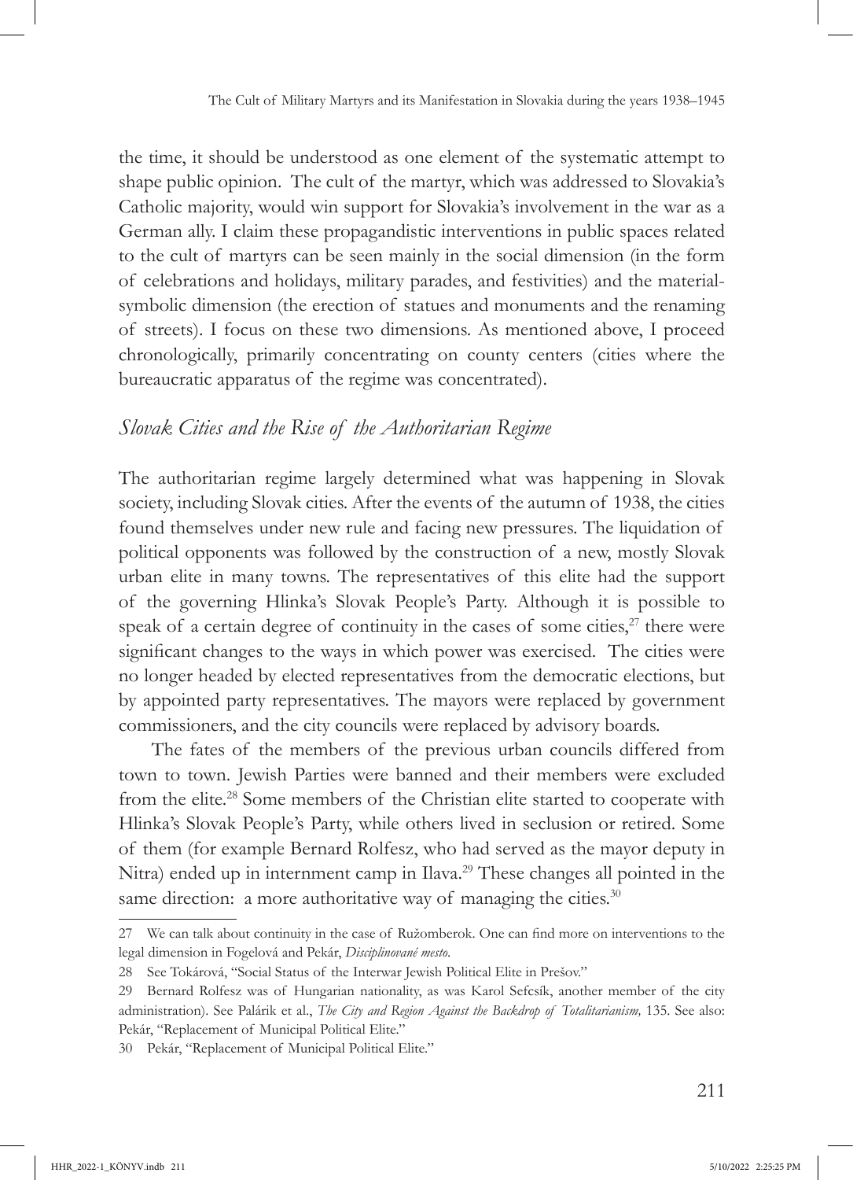the time, it should be understood as one element of the systematic attempt to shape public opinion. The cult of the martyr, which was addressed to Slovakia's Catholic majority, would win support for Slovakia's involvement in the war as a German ally. I claim these propagandistic interventions in public spaces related to the cult of martyrs can be seen mainly in the social dimension (in the form of celebrations and holidays, military parades, and festivities) and the material-symbolic dimension (the erection of statues and monuments and the renaming of streets). I focus on these two dimensions. As mentioned above, I proceed chronologically, primarily concentrating on county centers (cities where the bureaucratic apparatus of the regime was concentrated).

## *Slovak Cities and the Rise of the Authoritarian Regime*

The authoritarian regime largely determined what was happening in Slovak society, including Slovak cities. After the events of the autumn of 1938, the cities found themselves under new rule and facing new pressures. The liquidation of political opponents was followed by the construction of a new, mostly Slovak urban elite in many towns. The representatives of this elite had the support of the governing Hlinka's Slovak People's Party. Although it is possible to speak of a certain degree of continuity in the cases of some cities,[27] there were significant changes to the ways in which power was exercised. The cities were no longer headed by elected representatives from the democratic elections, but by appointed party representatives. The mayors were replaced by government commissioners, and the city councils were replaced by advisory boards.

The fates of the members of the previous urban councils differed from town to town. Jewish Parties were banned and their members were excluded from the elite.[28] Some members of the Christian elite started to cooperate with Hlinka's Slovak People's Party, while others lived in seclusion or retired. Some of them (for example Bernard Rolfesz, who had served as the mayor deputy in Nitra) ended up in internment camp in Ilava.[29] These changes all pointed in the same direction: a more authoritative way of managing the cities.[30]

---

27 We can talk about continuity in the case of Ružomberok. One can find more on interventions to the legal dimension in Fogelová and Pekár, *Disciplinované mesto*.

28 See Tokárová, "Social Status of the Interwar Jewish Political Elite in Prešov."

29 Bernard Rolfesz was of Hungarian nationality, as was Karol Sefcsík, another member of the city administration). See Palárik et al., *The City and Region Against the Backdrop of Totalitarianism,* 135. See also: Pekár, "Replacement of Municipal Political Elite."

30 Pekár, "Replacement of Municipal Political Elite."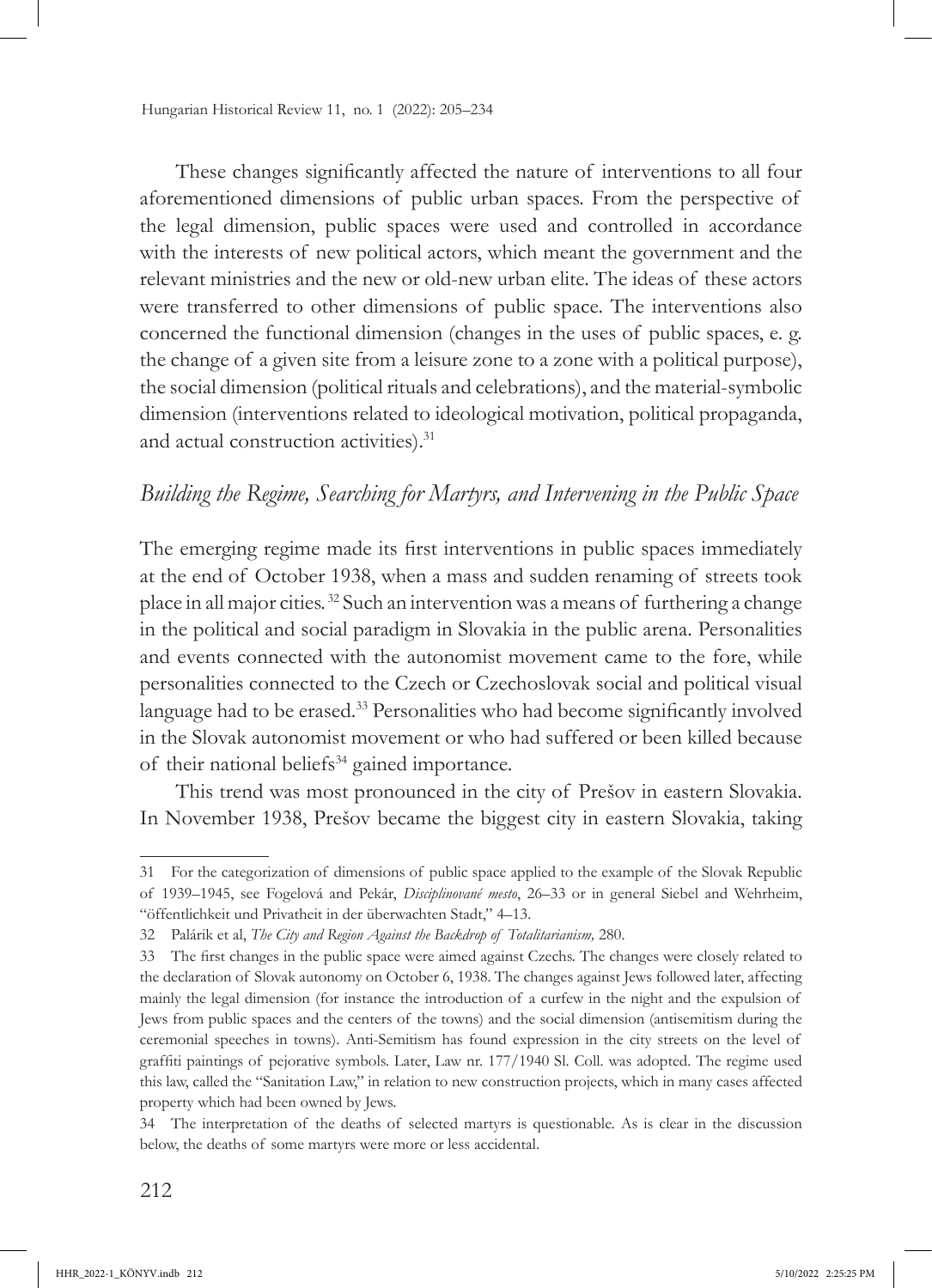These changes significantly affected the nature of interventions to all four aforementioned dimensions of public urban spaces. From the perspective of the legal dimension, public spaces were used and controlled in accordance with the interests of new political actors, which meant the government and the relevant ministries and the new or old-new urban elite. The ideas of these actors were transferred to other dimensions of public space. The interventions also concerned the functional dimension (changes in the uses of public spaces, e. g. the change of a given site from a leisure zone to a zone with a political purpose), the social dimension (political rituals and celebrations), and the material-symbolic dimension (interventions related to ideological motivation, political propaganda, and actual construction activities).[31]

## *Building the Regime, Searching for Martyrs, and Intervening in the Public Space*

The emerging regime made its first interventions in public spaces immediately at the end of October 1938, when a mass and sudden renaming of streets took place in all major cities.[32] Such an intervention was a means of furthering a change in the political and social paradigm in Slovakia in the public arena. Personalities and events connected with the autonomist movement came to the fore, while personalities connected to the Czech or Czechoslovak social and political visual language had to be erased.[33] Personalities who had become significantly involved in the Slovak autonomist movement or who had suffered or been killed because of their national beliefs[34] gained importance.

This trend was most pronounced in the city of Prešov in eastern Slovakia. In November 1938, Prešov became the biggest city in eastern Slovakia, taking

---

31 For the categorization of dimensions of public space applied to the example of the Slovak Republic of 1939–1945, see Fogelová and Pekár, *Disciplinované mesto*, 26–33 or in general Siebel and Wehrheim, "öffentlichkeit und Privatheit in der überwachten Stadt," 4–13.

32 Palárik et al, *The City and Region Against the Backdrop of Totalitarianism,* 280.

33 The first changes in the public space were aimed against Czechs. The changes were closely related to the declaration of Slovak autonomy on October 6, 1938. The changes against Jews followed later, affecting mainly the legal dimension (for instance the introduction of a curfew in the night and the expulsion of Jews from public spaces and the centers of the towns) and the social dimension (antisemitism during the ceremonial speeches in towns). Anti-Semitism has found expression in the city streets on the level of graffiti paintings of pejorative symbols. Later, Law nr. 177/1940 Sl. Coll. was adopted. The regime used this law, called the "Sanitation Law," in relation to new construction projects, which in many cases affected property which had been owned by Jews.

34 The interpretation of the deaths of selected martyrs is questionable. As is clear in the discussion below, the deaths of some martyrs were more or less accidental.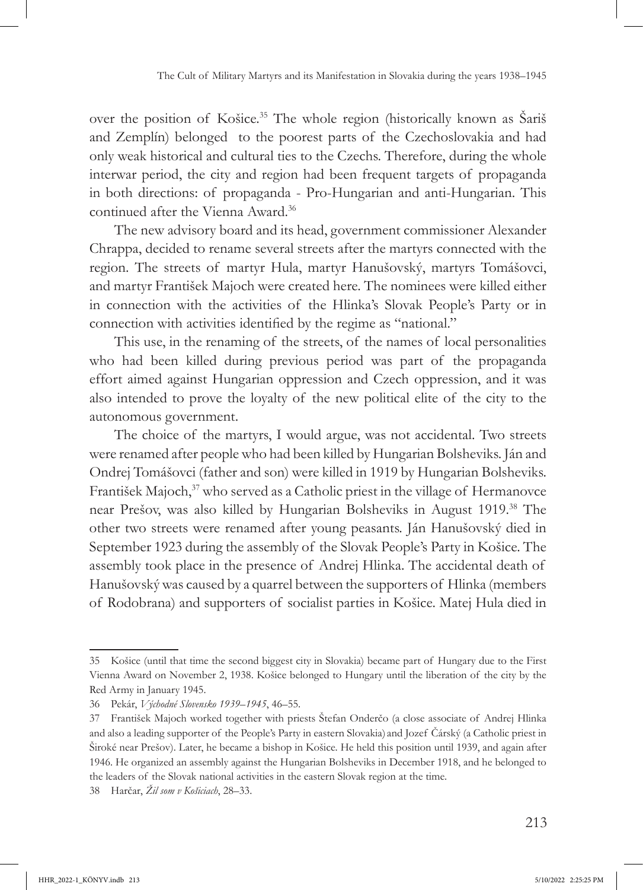over the position of Košice.[35] The whole region (historically known as Šariš and Zemplín) belonged  to the poorest parts of the Czechoslovakia and had only weak historical and cultural ties to the Czechs. Therefore, during the whole interwar period, the city and region had been frequent targets of propaganda in both directions: of propaganda - Pro-Hungarian and anti-Hungarian. This continued after the Vienna Award.[36]

The new advisory board and its head, government commissioner Alexander Chrappa, decided to rename several streets after the martyrs connected with the region. The streets of martyr Hula, martyr Hanušovský, martyrs Tomášovci, and martyr František Majoch were created here. The nominees were killed either in connection with the activities of the Hlinka's Slovak People's Party or in connection with activities identified by the regime as "national."

This use, in the renaming of the streets, of the names of local personalities who had been killed during previous period was part of the propaganda effort aimed against Hungarian oppression and Czech oppression, and it was also intended to prove the loyalty of the new political elite of the city to the autonomous government.

The choice of the martyrs, I would argue, was not accidental. Two streets were renamed after people who had been killed by Hungarian Bolsheviks. Ján and Ondrej Tomášovci (father and son) were killed in 1919 by Hungarian Bolsheviks. František Majoch,[37] who served as a Catholic priest in the village of Hermanovce near Prešov, was also killed by Hungarian Bolsheviks in August 1919.[38] The other two streets were renamed after young peasants. Ján Hanušovský died in September 1923 during the assembly of the Slovak People's Party in Košice. The assembly took place in the presence of Andrej Hlinka. The accidental death of Hanušovský was caused by a quarrel between the supporters of Hlinka (members of Rodobrana) and supporters of socialist parties in Košice. Matej Hula died in

---

35 Košice (until that time the second biggest city in Slovakia) became part of Hungary due to the First Vienna Award on November 2, 1938. Košice belonged to Hungary until the liberation of the city by the Red Army in January 1945.

36 Pekár, *Východné Slovensko 1939–1945*, 46–55.

37 František Majoch worked together with priests Štefan Onderčo (a close associate of Andrej Hlinka and also a leading supporter of the People's Party in eastern Slovakia) and Jozef Čárský (a Catholic priest in Široké near Prešov). Later, he became a bishop in Košice. He held this position until 1939, and again after 1946. He organized an assembly against the Hungarian Bolsheviks in December 1918, and he belonged to the leaders of the Slovak national activities in the eastern Slovak region at the time.

38 Harčar, *Žil som v Košiciach*, 28–33.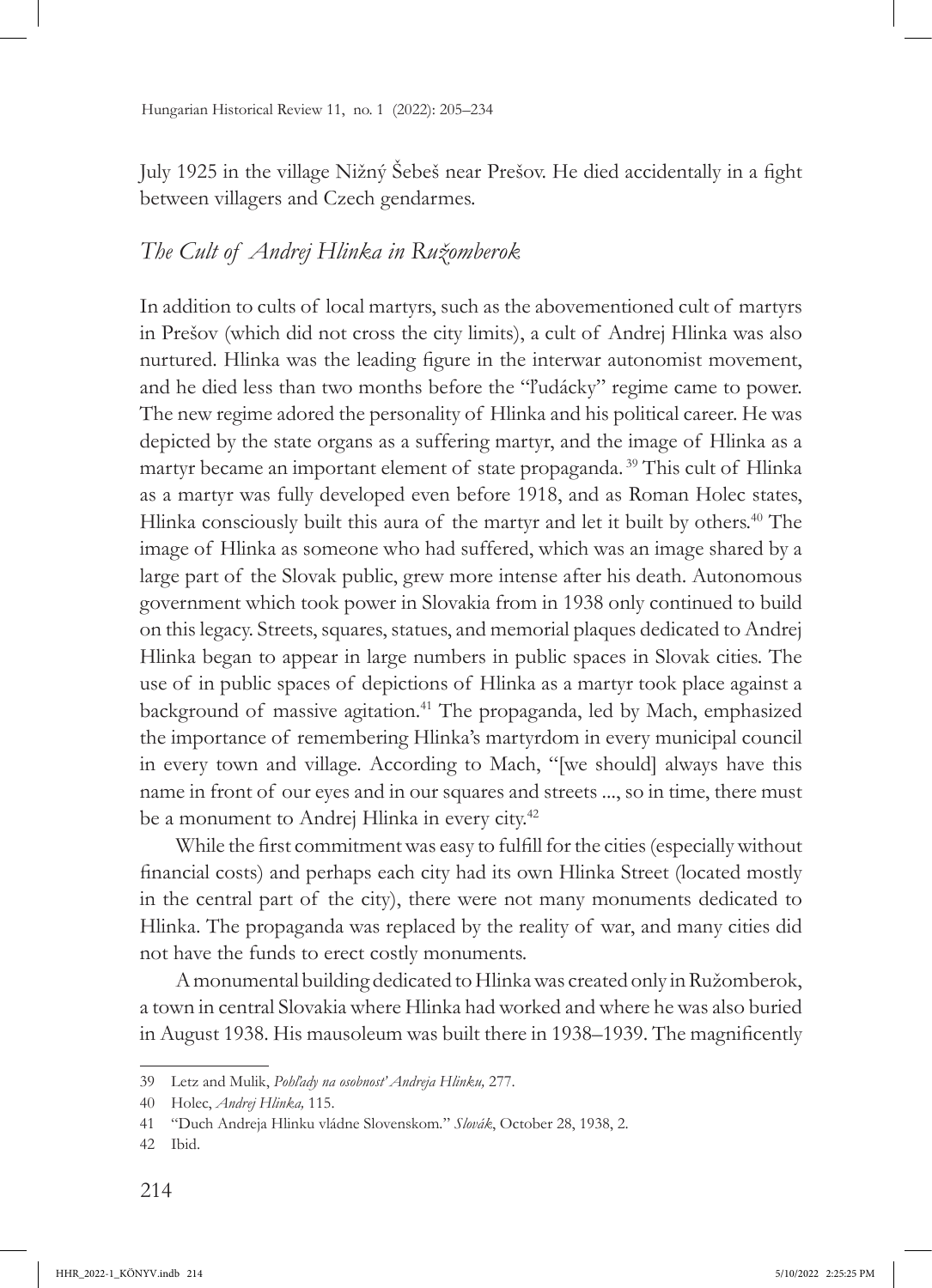July 1925 in the village Nižný Šebeš near Prešov. He died accidentally in a fight between villagers and Czech gendarmes.

## *The Cult of Andrej Hlinka in Ružomberok*

In addition to cults of local martyrs, such as the abovementioned cult of martyrs in Prešov (which did not cross the city limits), a cult of Andrej Hlinka was also nurtured. Hlinka was the leading figure in the interwar autonomist movement, and he died less than two months before the "ľudácky" regime came to power. The new regime adored the personality of Hlinka and his political career. He was depicted by the state organs as a suffering martyr, and the image of Hlinka as a martyr became an important element of state propaganda. [39] This cult of Hlinka as a martyr was fully developed even before 1918, and as Roman Holec states, Hlinka consciously built this aura of the martyr and let it built by others.[40] The image of Hlinka as someone who had suffered, which was an image shared by a large part of the Slovak public, grew more intense after his death. Autonomous government which took power in Slovakia from in 1938 only continued to build on this legacy. Streets, squares, statues, and memorial plaques dedicated to Andrej Hlinka began to appear in large numbers in public spaces in Slovak cities. The use of in public spaces of depictions of Hlinka as a martyr took place against a background of massive agitation.[41] The propaganda, led by Mach, emphasized the importance of remembering Hlinka's martyrdom in every municipal council in every town and village. According to Mach, "[we should] always have this name in front of our eyes and in our squares and streets ..., so in time, there must be a monument to Andrej Hlinka in every city.[42]

While the first commitment was easy to fulfill for the cities (especially without financial costs) and perhaps each city had its own Hlinka Street (located mostly in the central part of the city), there were not many monuments dedicated to Hlinka. The propaganda was replaced by the reality of war, and many cities did not have the funds to erect costly monuments.

A monumental building dedicated to Hlinka was created only in Ružomberok, a town in central Slovakia where Hlinka had worked and where he was also buried in August 1938. His mausoleum was built there in 1938–1939. The magnificently

---

39 Letz and Mulik, *Pohľady na osobnosť Andreja Hlinku,* 277.

40 Holec, *Andrej Hlinka,* 115.

41 "Duch Andreja Hlinku vládne Slovenskom." *Slovák*, October 28, 1938, 2.

42 Ibid.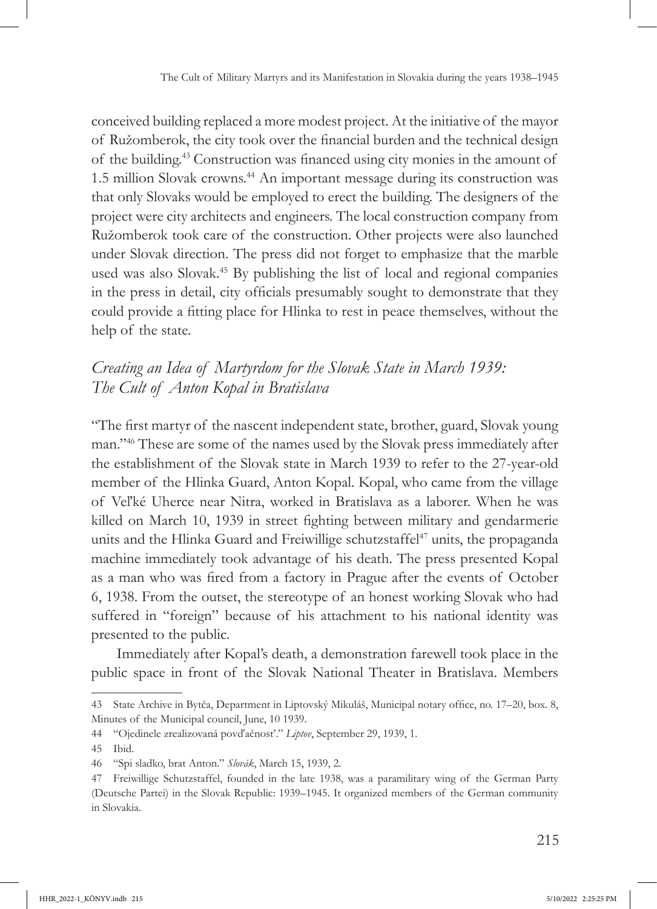conceived building replaced a more modest project. At the initiative of the mayor of Ružomberok, the city took over the financial burden and the technical design of the building.[43] Construction was financed using city monies in the amount of 1.5 million Slovak crowns.[44] An important message during its construction was that only Slovaks would be employed to erect the building. The designers of the project were city architects and engineers. The local construction company from Ružomberok took care of the construction. Other projects were also launched under Slovak direction. The press did not forget to emphasize that the marble used was also Slovak.[45] By publishing the list of local and regional companies in the press in detail, city officials presumably sought to demonstrate that they could provide a fitting place for Hlinka to rest in peace themselves, without the help of the state.

## *Creating an Idea of Martyrdom for the Slovak State in March 1939: The Cult of Anton Kopal in Bratislava*

"The first martyr of the nascent independent state, brother, guard, Slovak young man."[46] These are some of the names used by the Slovak press immediately after the establishment of the Slovak state in March 1939 to refer to the 27-year-old member of the Hlinka Guard, Anton Kopal. Kopal, who came from the village of Veľké Uherce near Nitra, worked in Bratislava as a laborer. When he was killed on March 10, 1939 in street fighting between military and gendarmerie units and the Hlinka Guard and Freiwillige schutzstaffel[47] units, the propaganda machine immediately took advantage of his death. The press presented Kopal as a man who was fired from a factory in Prague after the events of October 6, 1938. From the outset, the stereotype of an honest working Slovak who had suffered in "foreign" because of his attachment to his national identity was presented to the public.

Immediately after Kopal's death, a demonstration farewell took place in the public space in front of the Slovak National Theater in Bratislava. Members

---

43 State Archive in Bytča, Department in Liptovský Mikuláš, Municipal notary office, no. 17–20, box. 8, Minutes of the Municipal council, June, 10 1939.

44 "Ojedinele zrealizovaná povďačnosť." *Liptov*, September 29, 1939, 1.

45 Ibid.

46 "Spi sladko, brat Anton." *Slovák*, March 15, 1939, 2.

47 Freiwillige Schutzstaffel, founded in the late 1938, was a paramilitary wing of the German Party (Deutsche Partei) in the Slovak Republic: 1939–1945. It organized members of the German community in Slovakia.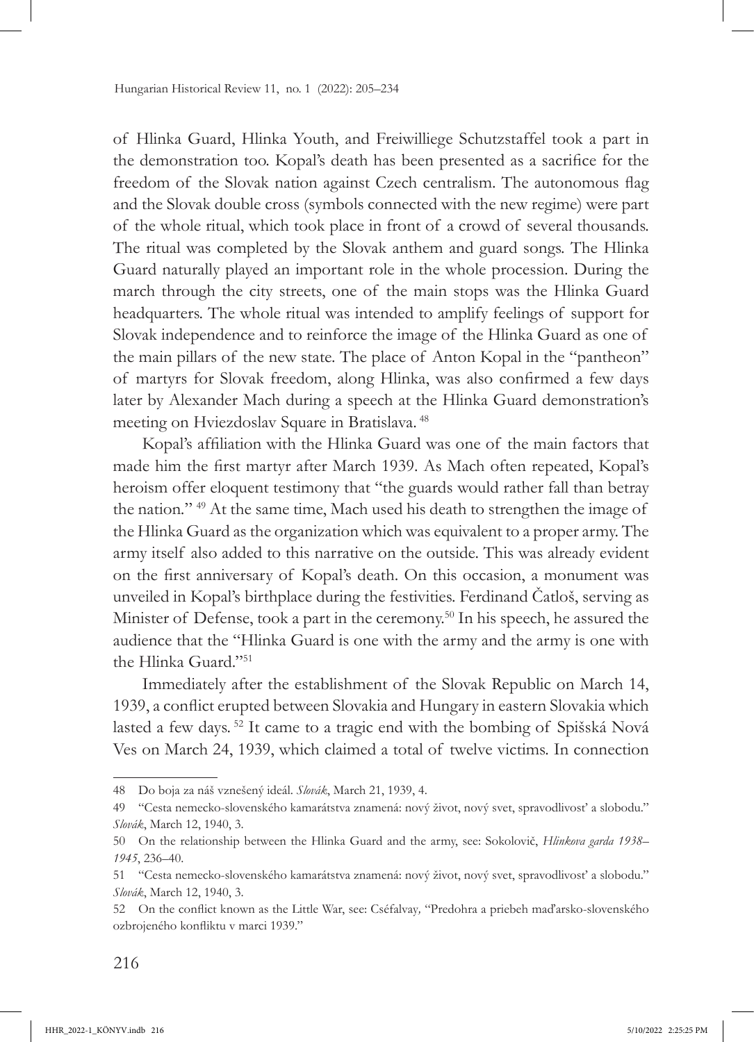of Hlinka Guard, Hlinka Youth, and Freiwilliege Schutzstaffel took a part in the demonstration too. Kopal's death has been presented as a sacrifice for the freedom of the Slovak nation against Czech centralism. The autonomous flag and the Slovak double cross (symbols connected with the new regime) were part of the whole ritual, which took place in front of a crowd of several thousands. The ritual was completed by the Slovak anthem and guard songs. The Hlinka Guard naturally played an important role in the whole procession. During the march through the city streets, one of the main stops was the Hlinka Guard headquarters. The whole ritual was intended to amplify feelings of support for Slovak independence and to reinforce the image of the Hlinka Guard as one of the main pillars of the new state. The place of Anton Kopal in the "pantheon" of martyrs for Slovak freedom, along Hlinka, was also confirmed a few days later by Alexander Mach during a speech at the Hlinka Guard demonstration's meeting on Hviezdoslav Square in Bratislava. [48]

Kopal's affiliation with the Hlinka Guard was one of the main factors that made him the first martyr after March 1939. As Mach often repeated, Kopal's heroism offer eloquent testimony that "the guards would rather fall than betray the nation." [49] At the same time, Mach used his death to strengthen the image of the Hlinka Guard as the organization which was equivalent to a proper army. The army itself also added to this narrative on the outside. This was already evident on the first anniversary of Kopal's death. On this occasion, a monument was unveiled in Kopal's birthplace during the festivities. Ferdinand Čatloš, serving as Minister of Defense, took a part in the ceremony.[50] In his speech, he assured the audience that the "Hlinka Guard is one with the army and the army is one with the Hlinka Guard."[51]

Immediately after the establishment of the Slovak Republic on March 14, 1939, a conflict erupted between Slovakia and Hungary in eastern Slovakia which lasted a few days. [52] It came to a tragic end with the bombing of Spišská Nová Ves on March 24, 1939, which claimed a total of twelve victims. In connection

---

48 Do boja za náš vznešený ideál. *Slovák*, March 21, 1939, 4.

49 "Cesta nemecko-slovenského kamarátstva znamená: nový život, nový svet, spravodlivosť a slobodu." *Slovák*, March 12, 1940, 3.

50 On the relationship between the Hlinka Guard and the army, see: Sokolovič, *Hlinkova garda 1938–1945*, 236–40.

51 "Cesta nemecko-slovenského kamarátstva znamená: nový život, nový svet, spravodlivosť a slobodu." *Slovák*, March 12, 1940, 3.

52 On the conflict known as the Little War, see: Cséfalvay, "Predohra a priebeh maďarsko-slovenského ozbrojeného konfliktu v marci 1939."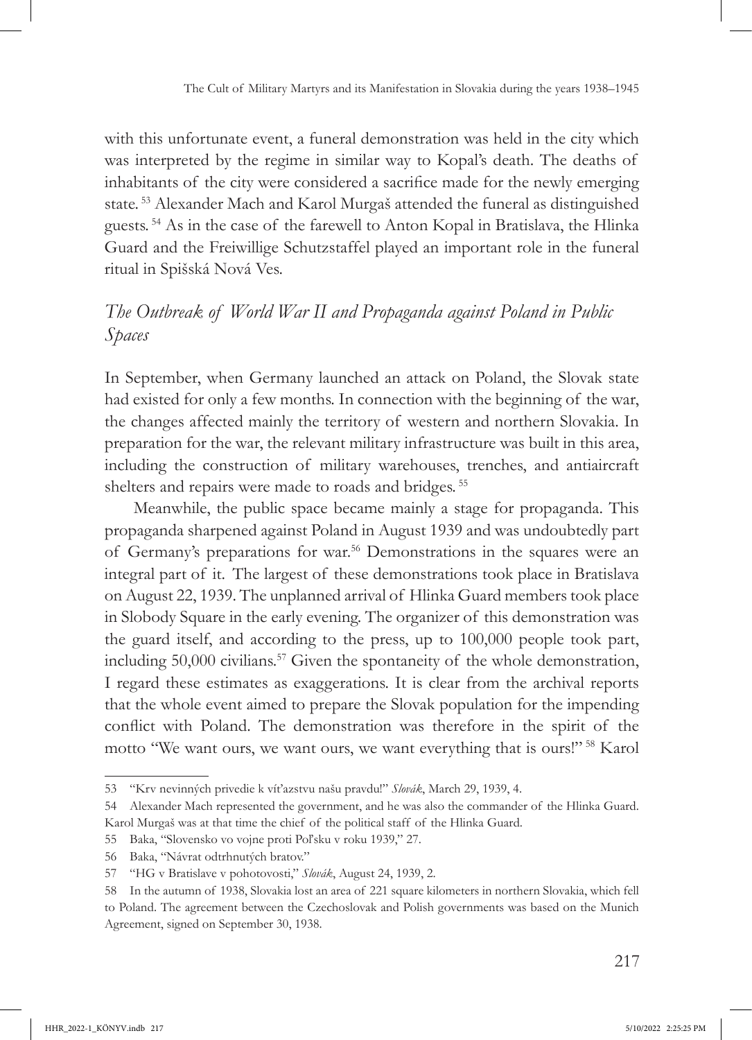with this unfortunate event, a funeral demonstration was held in the city which was interpreted by the regime in similar way to Kopal's death. The deaths of inhabitants of the city were considered a sacrifice made for the newly emerging state. [53] Alexander Mach and Karol Murgaš attended the funeral as distinguished guests. [54] As in the case of the farewell to Anton Kopal in Bratislava, the Hlinka Guard and the Freiwillige Schutzstaffel played an important role in the funeral ritual in Spišská Nová Ves.

## *The Outbreak of World War II and Propaganda against Poland in Public Spaces*

In September, when Germany launched an attack on Poland, the Slovak state had existed for only a few months. In connection with the beginning of the war, the changes affected mainly the territory of western and northern Slovakia. In preparation for the war, the relevant military infrastructure was built in this area, including the construction of military warehouses, trenches, and antiaircraft shelters and repairs were made to roads and bridges. [55]

Meanwhile, the public space became mainly a stage for propaganda. This propaganda sharpened against Poland in August 1939 and was undoubtedly part of Germany's preparations for war.[56] Demonstrations in the squares were an integral part of it. The largest of these demonstrations took place in Bratislava on August 22, 1939. The unplanned arrival of Hlinka Guard members took place in Slobody Square in the early evening. The organizer of this demonstration was the guard itself, and according to the press, up to 100,000 people took part, including 50,000 civilians.[57] Given the spontaneity of the whole demonstration, I regard these estimates as exaggerations. It is clear from the archival reports that the whole event aimed to prepare the Slovak population for the impending conflict with Poland. The demonstration was therefore in the spirit of the motto "We want ours, we want ours, we want everything that is ours!" [58] Karol

---

53 "Krv nevinných privedie k víťazstvu našu pravdu!" *Slovák*, March 29, 1939, 4.

54 Alexander Mach represented the government, and he was also the commander of the Hlinka Guard. Karol Murgaš was at that time the chief of the political staff of the Hlinka Guard.

55 Baka, "Slovensko vo vojne proti Poľsku v roku 1939," 27.

56 Baka, "Návrat odtrhnutých bratov."

57 "HG v Bratislave v pohotovosti," *Slovák*, August 24, 1939, 2.

58 In the autumn of 1938, Slovakia lost an area of 221 square kilometers in northern Slovakia, which fell to Poland. The agreement between the Czechoslovak and Polish governments was based on the Munich Agreement, signed on September 30, 1938.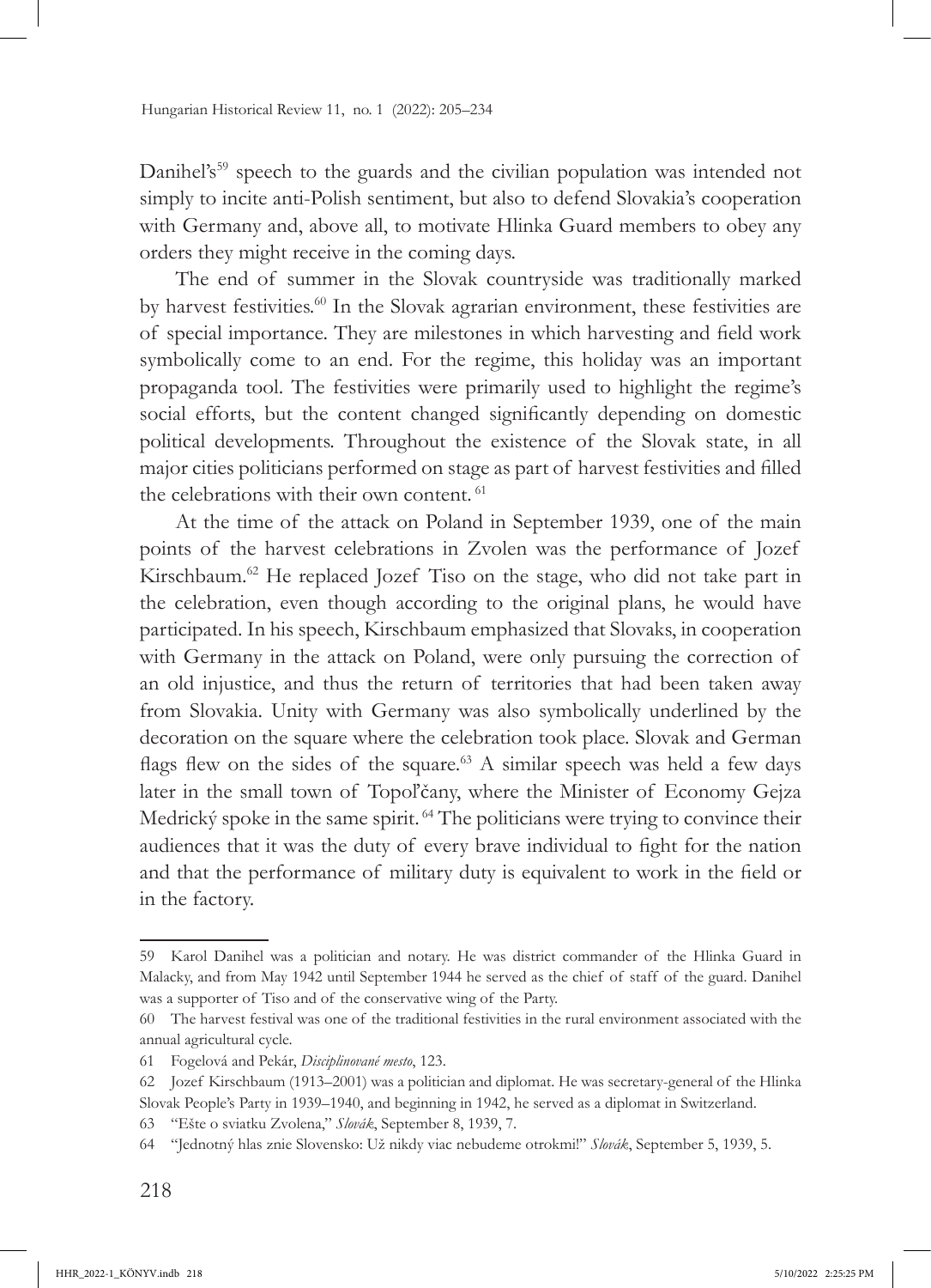Danihel's[59] speech to the guards and the civilian population was intended not simply to incite anti-Polish sentiment, but also to defend Slovakia's cooperation with Germany and, above all, to motivate Hlinka Guard members to obey any orders they might receive in the coming days.

The end of summer in the Slovak countryside was traditionally marked by harvest festivities.[60] In the Slovak agrarian environment, these festivities are of special importance. They are milestones in which harvesting and field work symbolically come to an end. For the regime, this holiday was an important propaganda tool. The festivities were primarily used to highlight the regime's social efforts, but the content changed significantly depending on domestic political developments. Throughout the existence of the Slovak state, in all major cities politicians performed on stage as part of harvest festivities and filled the celebrations with their own content.[61]

At the time of the attack on Poland in September 1939, one of the main points of the harvest celebrations in Zvolen was the performance of Jozef Kirschbaum.[62] He replaced Jozef Tiso on the stage, who did not take part in the celebration, even though according to the original plans, he would have participated. In his speech, Kirschbaum emphasized that Slovaks, in cooperation with Germany in the attack on Poland, were only pursuing the correction of an old injustice, and thus the return of territories that had been taken away from Slovakia. Unity with Germany was also symbolically underlined by the decoration on the square where the celebration took place. Slovak and German flags flew on the sides of the square.[63] A similar speech was held a few days later in the small town of Topoľčany, where the Minister of Economy Gejza Medrický spoke in the same spirit.[64] The politicians were trying to convince their audiences that it was the duty of every brave individual to fight for the nation and that the performance of military duty is equivalent to work in the field or in the factory.

---

59 Karol Danihel was a politician and notary. He was district commander of the Hlinka Guard in Malacky, and from May 1942 until September 1944 he served as the chief of staff of the guard. Danihel was a supporter of Tiso and of the conservative wing of the Party.

60 The harvest festival was one of the traditional festivities in the rural environment associated with the annual agricultural cycle.

61 Fogelová and Pekár, *Disciplinované mesto*, 123.

62 Jozef Kirschbaum (1913–2001) was a politician and diplomat. He was secretary-general of the Hlinka Slovak People's Party in 1939–1940, and beginning in 1942, he served as a diplomat in Switzerland.

63 "Ešte o sviatku Zvolena," *Slovák*, September 8, 1939, 7.

64 "Jednotný hlas znie Slovensko: Už nikdy viac nebudeme otrokmi!" *Slovák*, September 5, 1939, 5.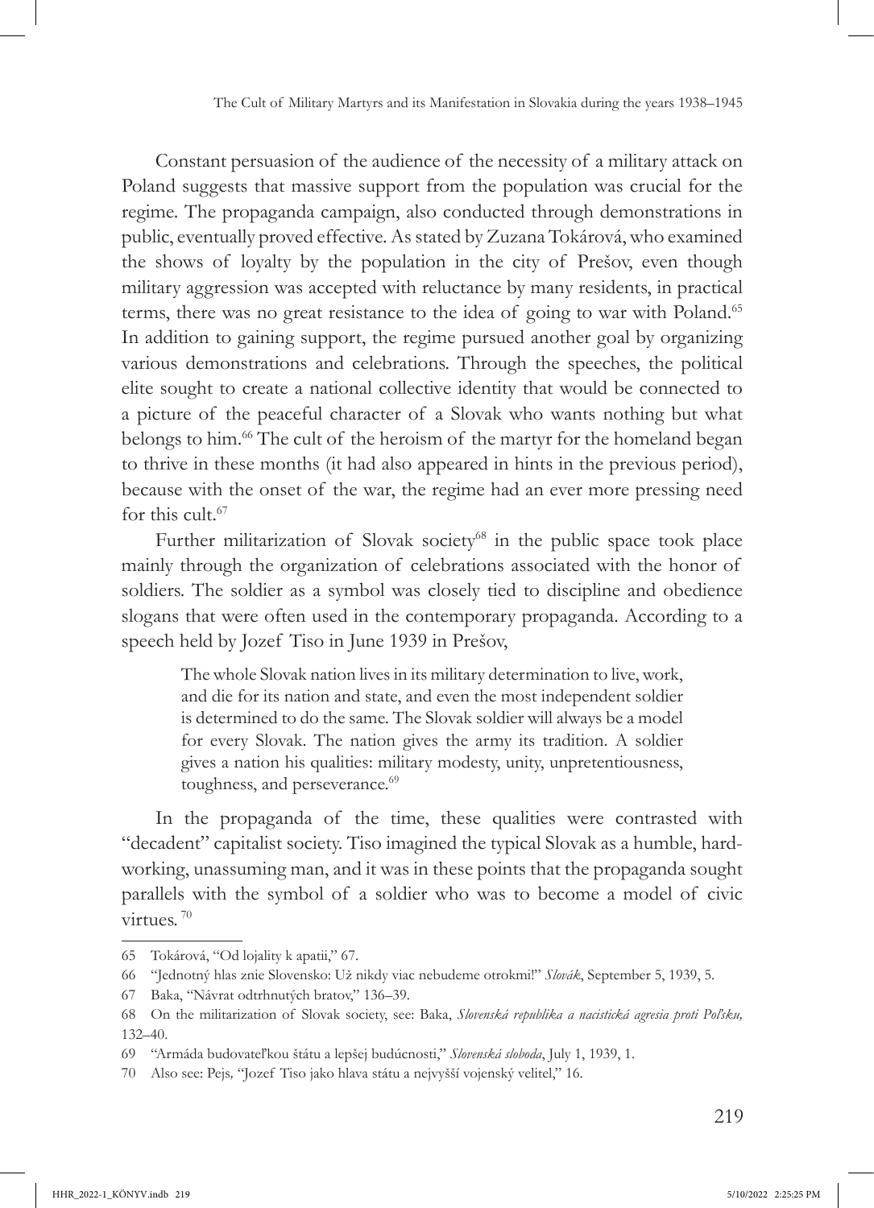Constant persuasion of the audience of the necessity of a military attack on Poland suggests that massive support from the population was crucial for the regime. The propaganda campaign, also conducted through demonstrations in public, eventually proved effective. As stated by Zuzana Tokárová, who examined the shows of loyalty by the population in the city of Prešov, even though military aggression was accepted with reluctance by many residents, in practical terms, there was no great resistance to the idea of going to war with Poland.[65] In addition to gaining support, the regime pursued another goal by organizing various demonstrations and celebrations. Through the speeches, the political elite sought to create a national collective identity that would be connected to a picture of the peaceful character of a Slovak who wants nothing but what belongs to him.[66] The cult of the heroism of the martyr for the homeland began to thrive in these months (it had also appeared in hints in the previous period), because with the onset of the war, the regime had an ever more pressing need for this cult.[67]

Further militarization of Slovak society[68] in the public space took place mainly through the organization of celebrations associated with the honor of soldiers. The soldier as a symbol was closely tied to discipline and obedience slogans that were often used in the contemporary propaganda. According to a speech held by Jozef Tiso in June 1939 in Prešov,

> The whole Slovak nation lives in its military determination to live, work, and die for its nation and state, and even the most independent soldier is determined to do the same. The Slovak soldier will always be a model for every Slovak. The nation gives the army its tradition. A soldier gives a nation his qualities: military modesty, unity, unpretentiousness, toughness, and perseverance.[69]

In the propaganda of the time, these qualities were contrasted with "decadent" capitalist society. Tiso imagined the typical Slovak as a humble, hard-working, unassuming man, and it was in these points that the propaganda sought parallels with the symbol of a soldier who was to become a model of civic virtues.[70]

---

65 Tokárová, "Od lojality k apatii," 67.

66 "Jednotný hlas znie Slovensko: Už nikdy viac nebudeme otrokmi!" *Slovák*, September 5, 1939, 5.

67 Baka, "Návrat odtrhnutých bratov," 136–39.

68 On the militarization of Slovak society, see: Baka, *Slovenská republika a nacistická agresia proti Poľsku,* 132–40.

69 "Armáda budovateľkou štátu a lepšej budúcnosti," *Slovenská sloboda*, July 1, 1939, 1.

70 Also see: Pejs*,* "Jozef Tiso jako hlava státu a nejvyšší vojenský velitel," 16.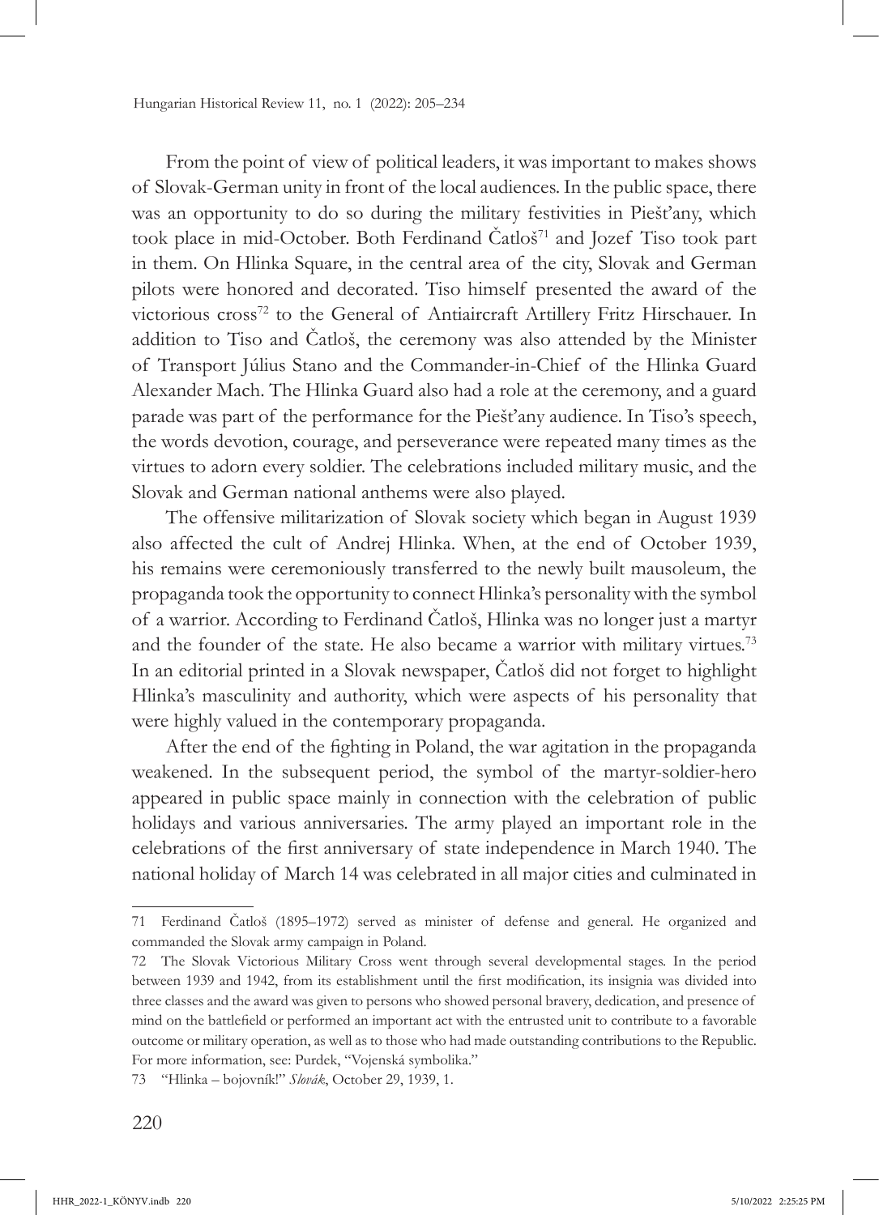From the point of view of political leaders, it was important to makes shows of Slovak-German unity in front of the local audiences. In the public space, there was an opportunity to do so during the military festivities in Piešťany, which took place in mid-October. Both Ferdinand Čatloš[71] and Jozef Tiso took part in them. On Hlinka Square, in the central area of the city, Slovak and German pilots were honored and decorated. Tiso himself presented the award of the victorious cross[72] to the General of Antiaircraft Artillery Fritz Hirschauer. In addition to Tiso and Čatloš, the ceremony was also attended by the Minister of Transport Július Stano and the Commander-in-Chief of the Hlinka Guard Alexander Mach. The Hlinka Guard also had a role at the ceremony, and a guard parade was part of the performance for the Piešťany audience. In Tiso's speech, the words devotion, courage, and perseverance were repeated many times as the virtues to adorn every soldier. The celebrations included military music, and the Slovak and German national anthems were also played.

The offensive militarization of Slovak society which began in August 1939 also affected the cult of Andrej Hlinka. When, at the end of October 1939, his remains were ceremoniously transferred to the newly built mausoleum, the propaganda took the opportunity to connect Hlinka's personality with the symbol of a warrior. According to Ferdinand Čatloš, Hlinka was no longer just a martyr and the founder of the state. He also became a warrior with military virtues.[73] In an editorial printed in a Slovak newspaper, Čatloš did not forget to highlight Hlinka's masculinity and authority, which were aspects of his personality that were highly valued in the contemporary propaganda.

After the end of the fighting in Poland, the war agitation in the propaganda weakened. In the subsequent period, the symbol of the martyr-soldier-hero appeared in public space mainly in connection with the celebration of public holidays and various anniversaries. The army played an important role in the celebrations of the first anniversary of state independence in March 1940. The national holiday of March 14 was celebrated in all major cities and culminated in

---

71 Ferdinand Čatloš (1895–1972) served as minister of defense and general. He organized and commanded the Slovak army campaign in Poland.

72 The Slovak Victorious Military Cross went through several developmental stages. In the period between 1939 and 1942, from its establishment until the first modification, its insignia was divided into three classes and the award was given to persons who showed personal bravery, dedication, and presence of mind on the battlefield or performed an important act with the entrusted unit to contribute to a favorable outcome or military operation, as well as to those who had made outstanding contributions to the Republic. For more information, see: Purdek, "Vojenská symbolika."

73 "Hlinka – bojovník!" *Slovák*, October 29, 1939, 1.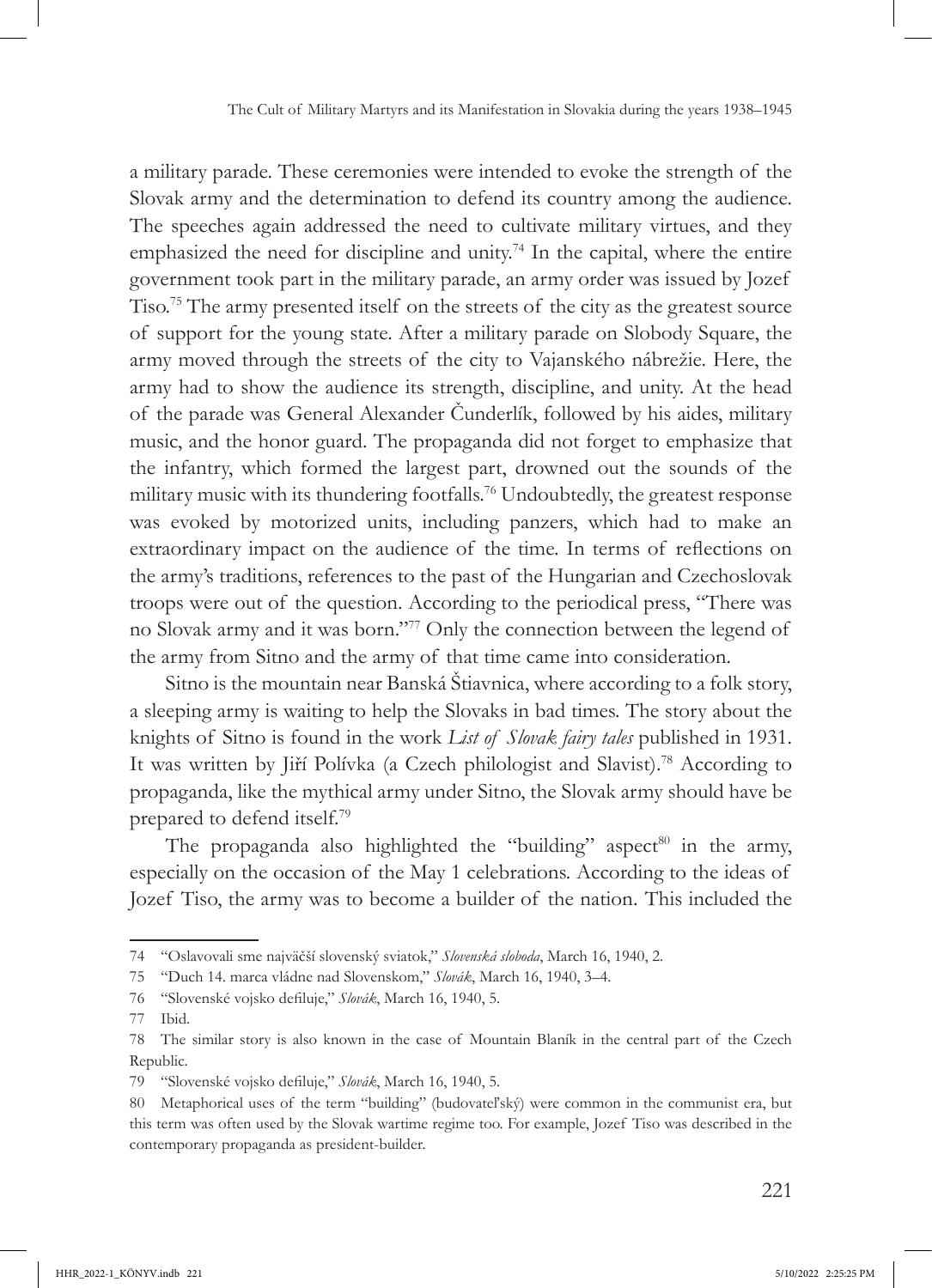a military parade. These ceremonies were intended to evoke the strength of the Slovak army and the determination to defend its country among the audience. The speeches again addressed the need to cultivate military virtues, and they emphasized the need for discipline and unity.[74] In the capital, where the entire government took part in the military parade, an army order was issued by Jozef Tiso.[75] The army presented itself on the streets of the city as the greatest source of support for the young state. After a military parade on Slobody Square, the army moved through the streets of the city to Vajanského nábrežie. Here, the army had to show the audience its strength, discipline, and unity. At the head of the parade was General Alexander Čunderlík, followed by his aides, military music, and the honor guard. The propaganda did not forget to emphasize that the infantry, which formed the largest part, drowned out the sounds of the military music with its thundering footfalls.[76] Undoubtedly, the greatest response was evoked by motorized units, including panzers, which had to make an extraordinary impact on the audience of the time. In terms of reflections on the army's traditions, references to the past of the Hungarian and Czechoslovak troops were out of the question. According to the periodical press, "There was no Slovak army and it was born."[77] Only the connection between the legend of the army from Sitno and the army of that time came into consideration.

Sitno is the mountain near Banská Štiavnica, where according to a folk story, a sleeping army is waiting to help the Slovaks in bad times. The story about the knights of Sitno is found in the work *List of Slovak fairy tales* published in 1931. It was written by Jiří Polívka (a Czech philologist and Slavist).[78] According to propaganda, like the mythical army under Sitno, the Slovak army should have be prepared to defend itself.[79]

The propaganda also highlighted the "building" aspect[80] in the army, especially on the occasion of the May 1 celebrations. According to the ideas of Jozef Tiso, the army was to become a builder of the nation. This included the

---

74 "Oslavovali sme najväčší slovenský sviatok," *Slovenská sloboda*, March 16, 1940, 2.

75 "Duch 14. marca vládne nad Slovenskom," *Slovák*, March 16, 1940, 3–4.

76 "Slovenské vojsko defiluje," *Slovák*, March 16, 1940, 5.

77 Ibid.

78 The similar story is also known in the case of Mountain Blaník in the central part of the Czech Republic.

79 "Slovenské vojsko defiluje," *Slovák*, March 16, 1940, 5.

80 Metaphorical uses of the term "building" (budovateľský) were common in the communist era, but this term was often used by the Slovak wartime regime too. For example, Jozef Tiso was described in the contemporary propaganda as president-builder.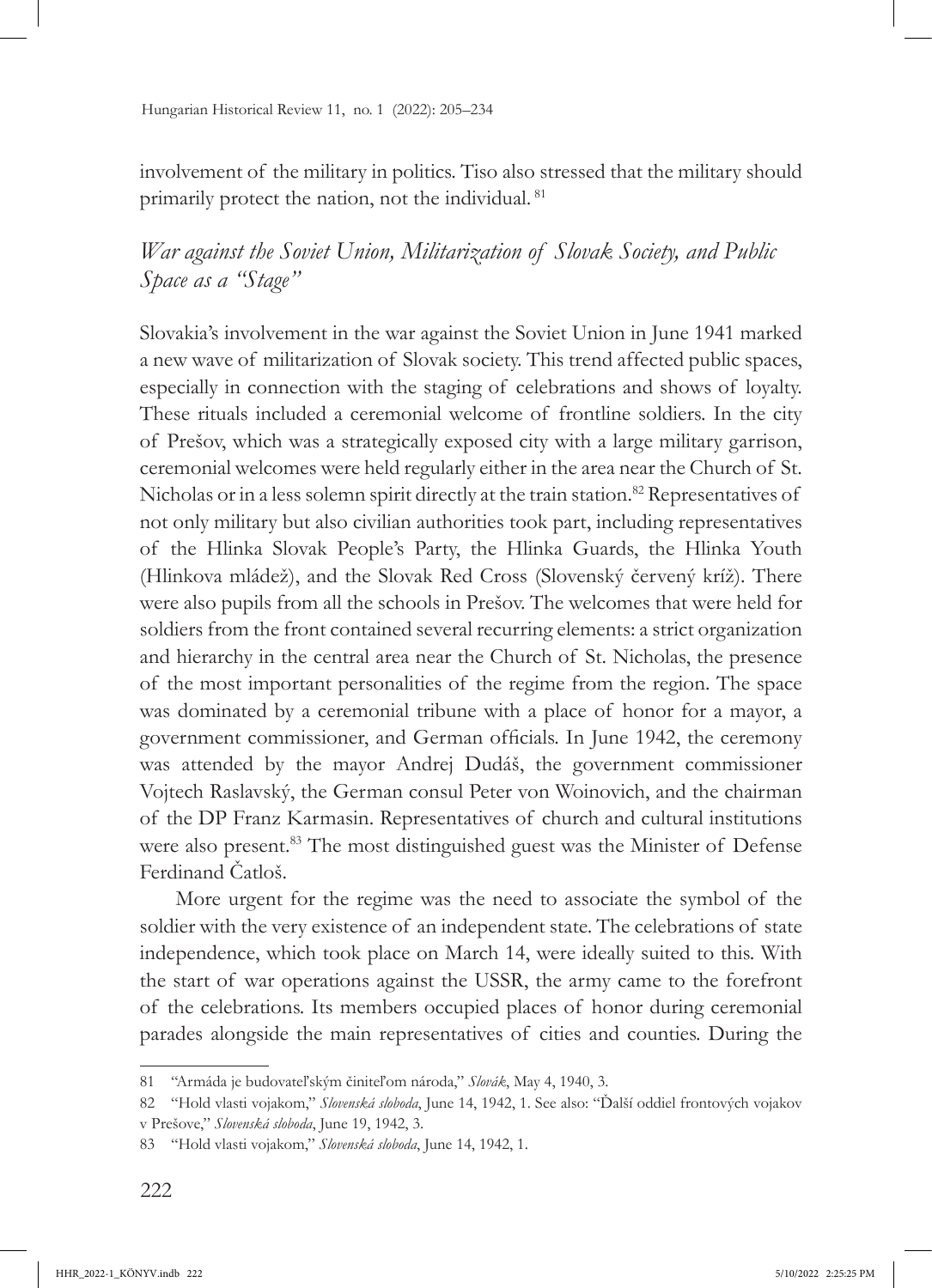involvement of the military in politics. Tiso also stressed that the military should primarily protect the nation, not the individual. [81]

## *War against the Soviet Union, Militarization of Slovak Society, and Public Space as a "Stage"*

Slovakia's involvement in the war against the Soviet Union in June 1941 marked a new wave of militarization of Slovak society. This trend affected public spaces, especially in connection with the staging of celebrations and shows of loyalty. These rituals included a ceremonial welcome of frontline soldiers. In the city of Prešov, which was a strategically exposed city with a large military garrison, ceremonial welcomes were held regularly either in the area near the Church of St. Nicholas or in a less solemn spirit directly at the train station.[82] Representatives of not only military but also civilian authorities took part, including representatives of the Hlinka Slovak People's Party, the Hlinka Guards, the Hlinka Youth (Hlinkova mládež), and the Slovak Red Cross (Slovenský červený kríž). There were also pupils from all the schools in Prešov. The welcomes that were held for soldiers from the front contained several recurring elements: a strict organization and hierarchy in the central area near the Church of St. Nicholas, the presence of the most important personalities of the regime from the region. The space was dominated by a ceremonial tribune with a place of honor for a mayor, a government commissioner, and German officials. In June 1942, the ceremony was attended by the mayor Andrej Dudáš, the government commissioner Vojtech Raslavský, the German consul Peter von Woinovich, and the chairman of the DP Franz Karmasin. Representatives of church and cultural institutions were also present.[83] The most distinguished guest was the Minister of Defense Ferdinand Čatloš.

More urgent for the regime was the need to associate the symbol of the soldier with the very existence of an independent state. The celebrations of state independence, which took place on March 14, were ideally suited to this. With the start of war operations against the USSR, the army came to the forefront of the celebrations. Its members occupied places of honor during ceremonial parades alongside the main representatives of cities and counties. During the

---

81 "Armáda je budovateľským činiteľom národa," *Slovák*, May 4, 1940, 3.

82 "Hold vlasti vojakom," *Slovenská sloboda*, June 14, 1942, 1. See also: "Ďalší oddiel frontových vojakov v Prešove," *Slovenská sloboda*, June 19, 1942, 3.

83 "Hold vlasti vojakom," *Slovenská sloboda*, June 14, 1942, 1.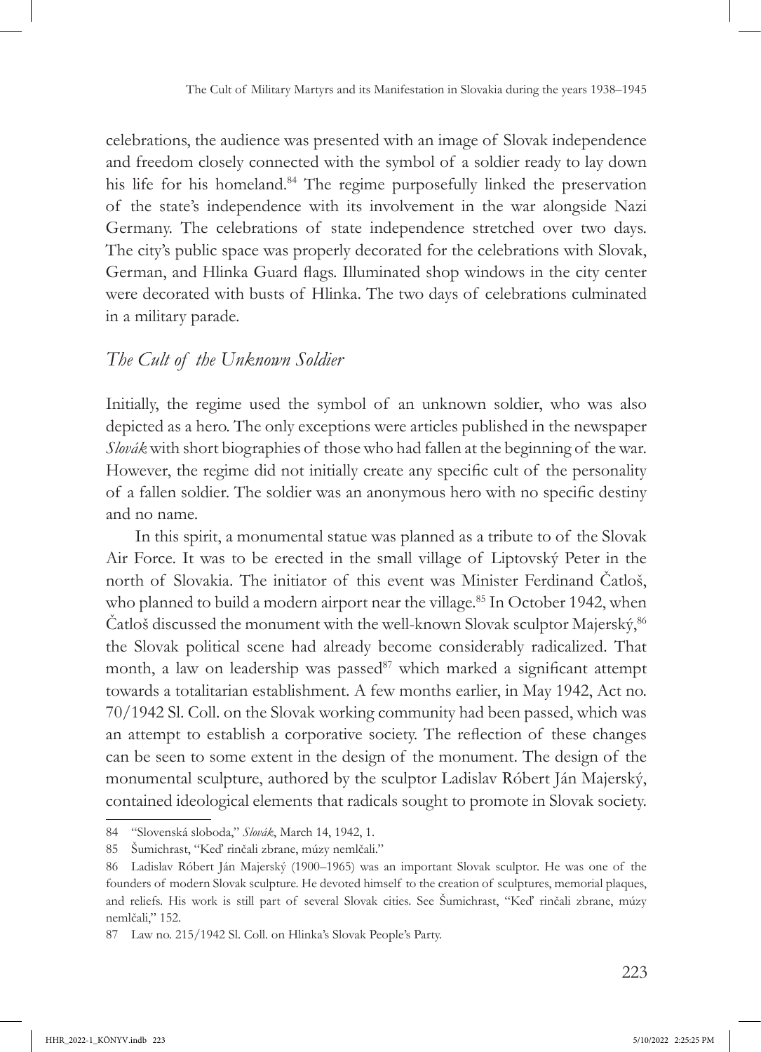celebrations, the audience was presented with an image of Slovak independence and freedom closely connected with the symbol of a soldier ready to lay down his life for his homeland.[84] The regime purposefully linked the preservation of the state's independence with its involvement in the war alongside Nazi Germany. The celebrations of state independence stretched over two days. The city's public space was properly decorated for the celebrations with Slovak, German, and Hlinka Guard flags. Illuminated shop windows in the city center were decorated with busts of Hlinka. The two days of celebrations culminated in a military parade.

## *The Cult of the Unknown Soldier*

Initially, the regime used the symbol of an unknown soldier, who was also depicted as a hero. The only exceptions were articles published in the newspaper *Slovák* with short biographies of those who had fallen at the beginning of the war. However, the regime did not initially create any specific cult of the personality of a fallen soldier. The soldier was an anonymous hero with no specific destiny and no name.

In this spirit, a monumental statue was planned as a tribute to of the Slovak Air Force. It was to be erected in the small village of Liptovský Peter in the north of Slovakia. The initiator of this event was Minister Ferdinand Čatloš, who planned to build a modern airport near the village.[85] In October 1942, when Čatloš discussed the monument with the well-known Slovak sculptor Majerský,[86] the Slovak political scene had already become considerably radicalized. That month, a law on leadership was passed[87] which marked a significant attempt towards a totalitarian establishment. A few months earlier, in May 1942, Act no. 70/1942 Sl. Coll. on the Slovak working community had been passed, which was an attempt to establish a corporative society. The reflection of these changes can be seen to some extent in the design of the monument. The design of the monumental sculpture, authored by the sculptor Ladislav Róbert Ján Majerský, contained ideological elements that radicals sought to promote in Slovak society.

---

84 "Slovenská sloboda," *Slovák*, March 14, 1942, 1.

85 Šumichrast, "Keď rinčali zbrane, múzy nemlčali."

86 Ladislav Róbert Ján Majerský (1900–1965) was an important Slovak sculptor. He was one of the founders of modern Slovak sculpture. He devoted himself to the creation of sculptures, memorial plaques, and reliefs. His work is still part of several Slovak cities. See Šumichrast, "Keď rinčali zbrane, múzy nemlčali," 152.

87 Law no. 215/1942 Sl. Coll. on Hlinka's Slovak People's Party.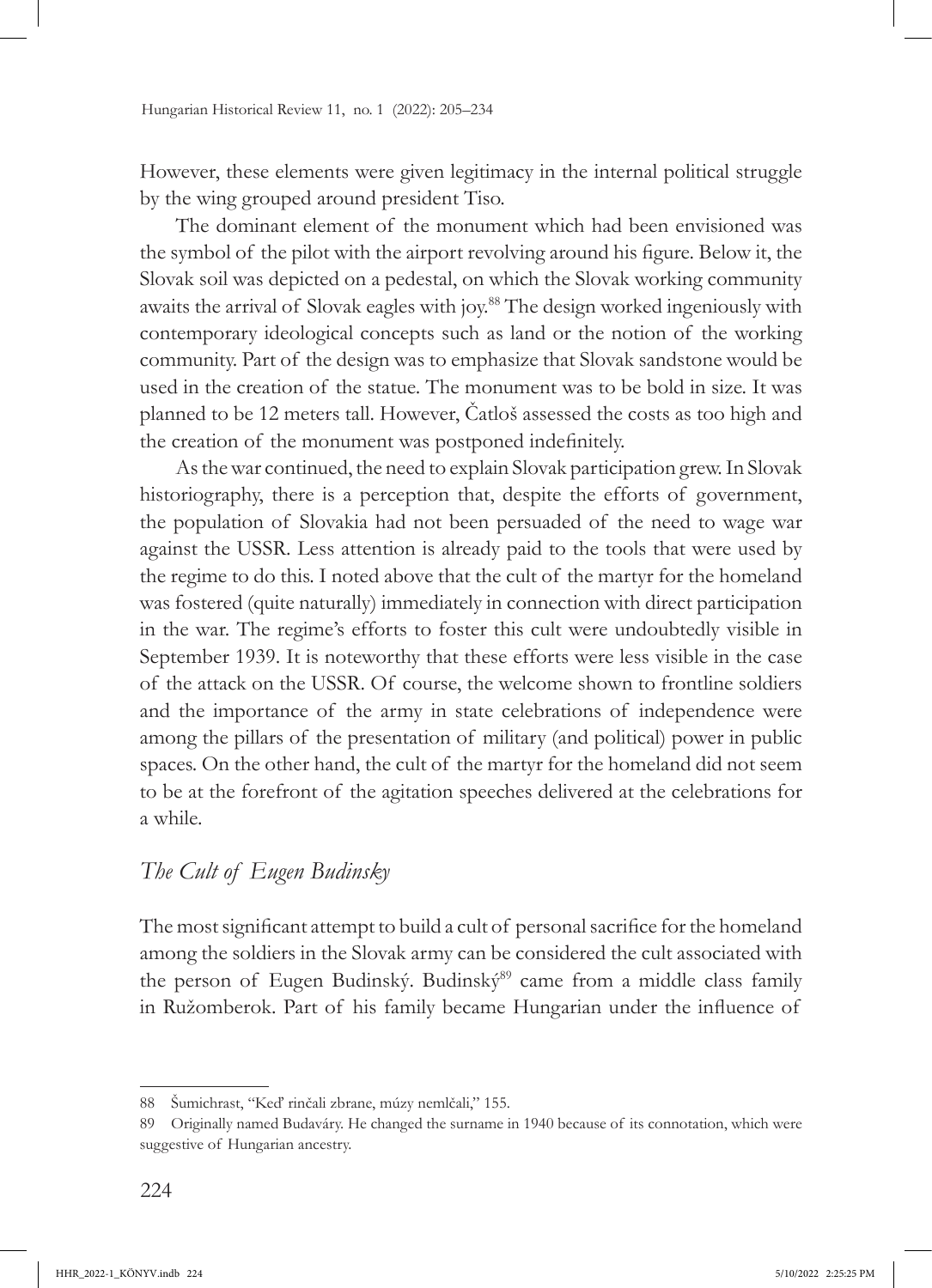However, these elements were given legitimacy in the internal political struggle by the wing grouped around president Tiso.

The dominant element of the monument which had been envisioned was the symbol of the pilot with the airport revolving around his figure. Below it, the Slovak soil was depicted on a pedestal, on which the Slovak working community awaits the arrival of Slovak eagles with joy.[88] The design worked ingeniously with contemporary ideological concepts such as land or the notion of the working community. Part of the design was to emphasize that Slovak sandstone would be used in the creation of the statue. The monument was to be bold in size. It was planned to be 12 meters tall. However, Čatloš assessed the costs as too high and the creation of the monument was postponed indefinitely.

As the war continued, the need to explain Slovak participation grew. In Slovak historiography, there is a perception that, despite the efforts of government, the population of Slovakia had not been persuaded of the need to wage war against the USSR. Less attention is already paid to the tools that were used by the regime to do this. I noted above that the cult of the martyr for the homeland was fostered (quite naturally) immediately in connection with direct participation in the war. The regime's efforts to foster this cult were undoubtedly visible in September 1939. It is noteworthy that these efforts were less visible in the case of the attack on the USSR. Of course, the welcome shown to frontline soldiers and the importance of the army in state celebrations of independence were among the pillars of the presentation of military (and political) power in public spaces. On the other hand, the cult of the martyr for the homeland did not seem to be at the forefront of the agitation speeches delivered at the celebrations for a while.

## *The Cult of Eugen Budinsky*

The most significant attempt to build a cult of personal sacrifice for the homeland among the soldiers in the Slovak army can be considered the cult associated with the person of Eugen Budinský. Budinský[89] came from a middle class family in Ružomberok. Part of his family became Hungarian under the influence of

---

88 Šumichrast, "Keď rinčali zbrane, múzy nemlčali," 155.

89 Originally named Budaváry. He changed the surname in 1940 because of its connotation, which were suggestive of Hungarian ancestry.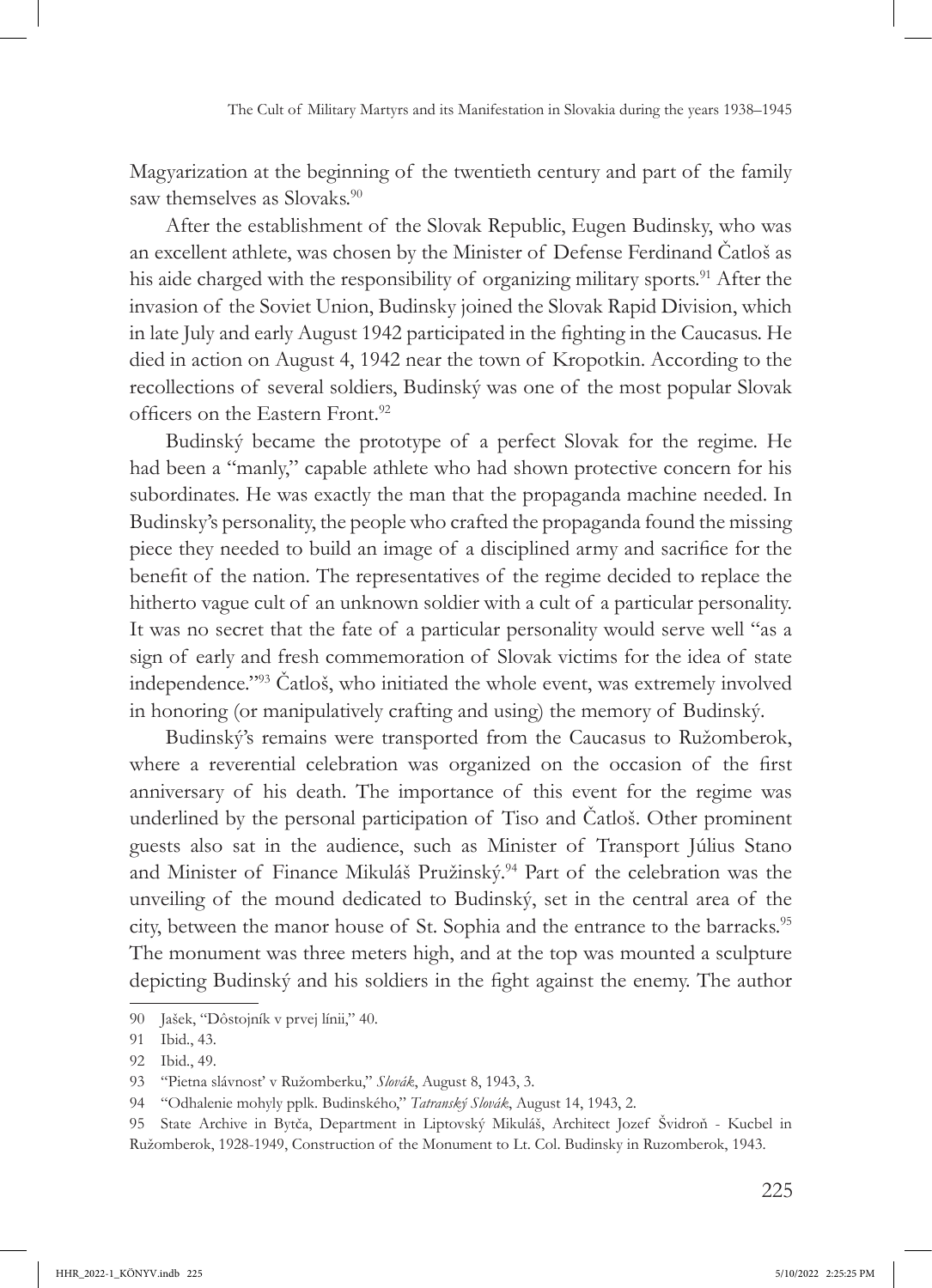Magyarization at the beginning of the twentieth century and part of the family saw themselves as Slovaks.[90]

After the establishment of the Slovak Republic, Eugen Budinsky, who was an excellent athlete, was chosen by the Minister of Defense Ferdinand Čatloš as his aide charged with the responsibility of organizing military sports.[91] After the invasion of the Soviet Union, Budinsky joined the Slovak Rapid Division, which in late July and early August 1942 participated in the fighting in the Caucasus. He died in action on August 4, 1942 near the town of Kropotkin. According to the recollections of several soldiers, Budinský was one of the most popular Slovak officers on the Eastern Front.[92]

Budinský became the prototype of a perfect Slovak for the regime. He had been a "manly," capable athlete who had shown protective concern for his subordinates. He was exactly the man that the propaganda machine needed. In Budinsky's personality, the people who crafted the propaganda found the missing piece they needed to build an image of a disciplined army and sacrifice for the benefit of the nation. The representatives of the regime decided to replace the hitherto vague cult of an unknown soldier with a cult of a particular personality. It was no secret that the fate of a particular personality would serve well "as a sign of early and fresh commemoration of Slovak victims for the idea of state independence."[93] Čatloš, who initiated the whole event, was extremely involved in honoring (or manipulatively crafting and using) the memory of Budinský.

Budinský's remains were transported from the Caucasus to Ružomberok, where a reverential celebration was organized on the occasion of the first anniversary of his death. The importance of this event for the regime was underlined by the personal participation of Tiso and Čatloš. Other prominent guests also sat in the audience, such as Minister of Transport Július Stano and Minister of Finance Mikuláš Pružinský.[94] Part of the celebration was the unveiling of the mound dedicated to Budinský, set in the central area of the city, between the manor house of St. Sophia and the entrance to the barracks.[95] The monument was three meters high, and at the top was mounted a sculpture depicting Budinský and his soldiers in the fight against the enemy. The author

---

90 Jašek, "Dôstojník v prvej línii," 40.

91 Ibid., 43.

92 Ibid., 49.

93 "Pietna slávnosť v Ružomberku," *Slovák*, August 8, 1943, 3.

94 "Odhalenie mohyly pplk. Budinského," *Tatranský Slovák*, August 14, 1943, 2.

95 State Archive in Bytča, Department in Liptovský Mikuláš, Architect Jozef Švidroň - Kucbel in Ružomberok, 1928-1949, Construction of the Monument to Lt. Col. Budinsky in Ruzomberok, 1943.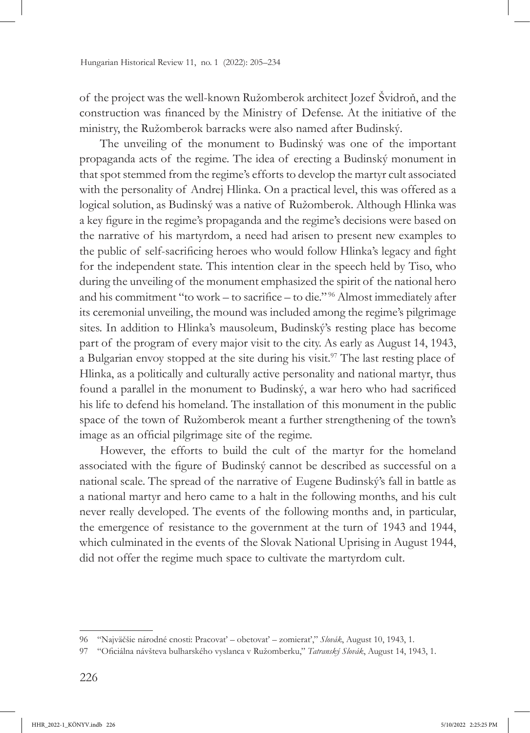of the project was the well-known Ružomberok architect Jozef Švidroň, and the construction was financed by the Ministry of Defense. At the initiative of the ministry, the Ružomberok barracks were also named after Budinský.

The unveiling of the monument to Budinský was one of the important propaganda acts of the regime. The idea of erecting a Budinský monument in that spot stemmed from the regime's efforts to develop the martyr cult associated with the personality of Andrej Hlinka. On a practical level, this was offered as a logical solution, as Budinský was a native of Ružomberok. Although Hlinka was a key figure in the regime's propaganda and the regime's decisions were based on the narrative of his martyrdom, a need had arisen to present new examples to the public of self-sacrificing heroes who would follow Hlinka's legacy and fight for the independent state. This intention clear in the speech held by Tiso, who during the unveiling of the monument emphasized the spirit of the national hero and his commitment "to work – to sacrifice – to die."[96] Almost immediately after its ceremonial unveiling, the mound was included among the regime's pilgrimage sites. In addition to Hlinka's mausoleum, Budinský's resting place has become part of the program of every major visit to the city. As early as August 14, 1943, a Bulgarian envoy stopped at the site during his visit.[97] The last resting place of Hlinka, as a politically and culturally active personality and national martyr, thus found a parallel in the monument to Budinský, a war hero who had sacrificed his life to defend his homeland. The installation of this monument in the public space of the town of Ružomberok meant a further strengthening of the town's image as an official pilgrimage site of the regime.

However, the efforts to build the cult of the martyr for the homeland associated with the figure of Budinský cannot be described as successful on a national scale. The spread of the narrative of Eugene Budinský's fall in battle as a national martyr and hero came to a halt in the following months, and his cult never really developed. The events of the following months and, in particular, the emergence of resistance to the government at the turn of 1943 and 1944, which culminated in the events of the Slovak National Uprising in August 1944, did not offer the regime much space to cultivate the martyrdom cult.

---

96 "Najväčšie národné cnosti: Pracovať – obetovať – zomierať," *Slovák*, August 10, 1943, 1.

97 "Oficiálna návšteva bulharského vyslanca v Ružomberku," *Tatranský Slovák*, August 14, 1943, 1.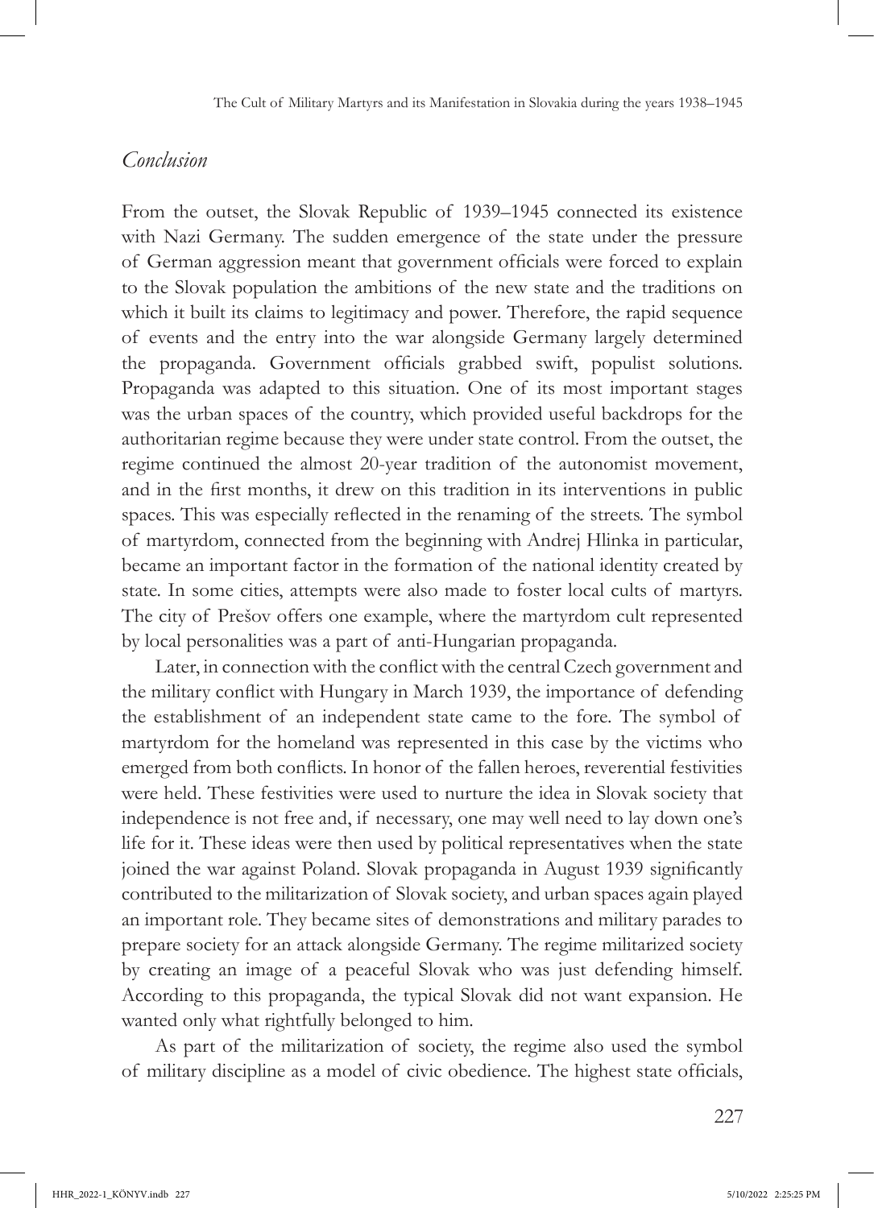## *Conclusion*

From the outset, the Slovak Republic of 1939–1945 connected its existence with Nazi Germany. The sudden emergence of the state under the pressure of German aggression meant that government officials were forced to explain to the Slovak population the ambitions of the new state and the traditions on which it built its claims to legitimacy and power. Therefore, the rapid sequence of events and the entry into the war alongside Germany largely determined the propaganda. Government officials grabbed swift, populist solutions. Propaganda was adapted to this situation. One of its most important stages was the urban spaces of the country, which provided useful backdrops for the authoritarian regime because they were under state control. From the outset, the regime continued the almost 20-year tradition of the autonomist movement, and in the first months, it drew on this tradition in its interventions in public spaces. This was especially reflected in the renaming of the streets. The symbol of martyrdom, connected from the beginning with Andrej Hlinka in particular, became an important factor in the formation of the national identity created by state. In some cities, attempts were also made to foster local cults of martyrs. The city of Prešov offers one example, where the martyrdom cult represented by local personalities was a part of anti-Hungarian propaganda.

Later, in connection with the conflict with the central Czech government and the military conflict with Hungary in March 1939, the importance of defending the establishment of an independent state came to the fore. The symbol of martyrdom for the homeland was represented in this case by the victims who emerged from both conflicts. In honor of the fallen heroes, reverential festivities were held. These festivities were used to nurture the idea in Slovak society that independence is not free and, if necessary, one may well need to lay down one's life for it. These ideas were then used by political representatives when the state joined the war against Poland. Slovak propaganda in August 1939 significantly contributed to the militarization of Slovak society, and urban spaces again played an important role. They became sites of demonstrations and military parades to prepare society for an attack alongside Germany. The regime militarized society by creating an image of a peaceful Slovak who was just defending himself. According to this propaganda, the typical Slovak did not want expansion. He wanted only what rightfully belonged to him.

As part of the militarization of society, the regime also used the symbol of military discipline as a model of civic obedience. The highest state officials,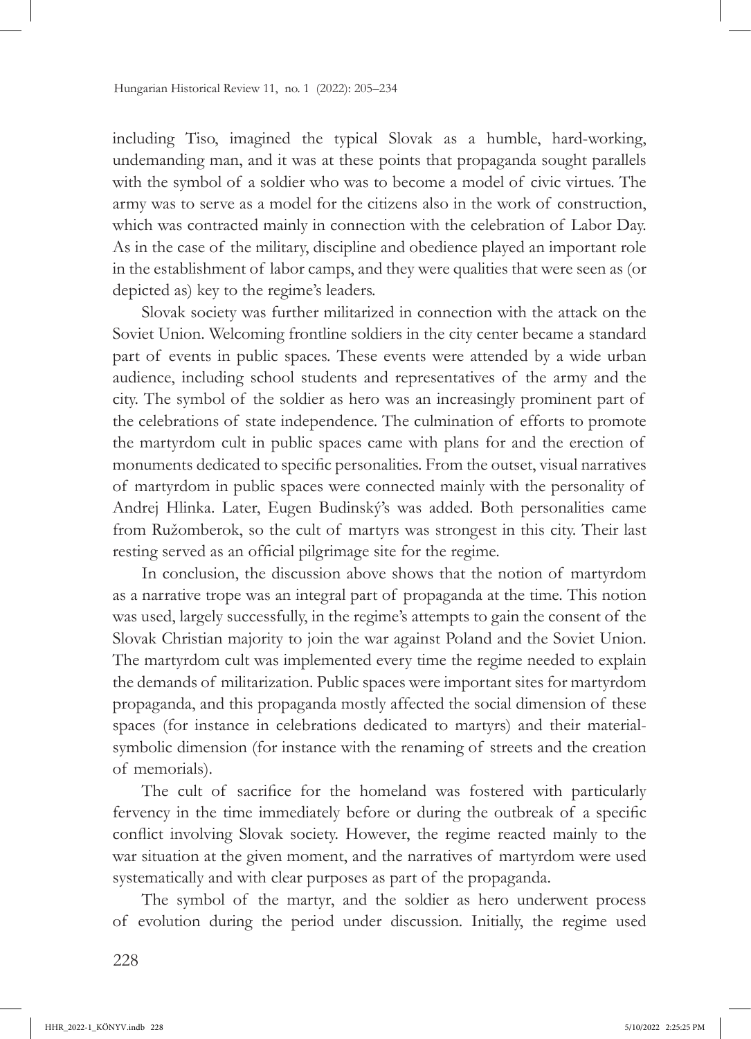including Tiso, imagined the typical Slovak as a humble, hard-working, undemanding man, and it was at these points that propaganda sought parallels with the symbol of a soldier who was to become a model of civic virtues. The army was to serve as a model for the citizens also in the work of construction, which was contracted mainly in connection with the celebration of Labor Day. As in the case of the military, discipline and obedience played an important role in the establishment of labor camps, and they were qualities that were seen as (or depicted as) key to the regime's leaders.

Slovak society was further militarized in connection with the attack on the Soviet Union. Welcoming frontline soldiers in the city center became a standard part of events in public spaces. These events were attended by a wide urban audience, including school students and representatives of the army and the city. The symbol of the soldier as hero was an increasingly prominent part of the celebrations of state independence. The culmination of efforts to promote the martyrdom cult in public spaces came with plans for and the erection of monuments dedicated to specific personalities. From the outset, visual narratives of martyrdom in public spaces were connected mainly with the personality of Andrej Hlinka. Later, Eugen Budinský's was added. Both personalities came from Ružomberok, so the cult of martyrs was strongest in this city. Their last resting served as an official pilgrimage site for the regime.

In conclusion, the discussion above shows that the notion of martyrdom as a narrative trope was an integral part of propaganda at the time. This notion was used, largely successfully, in the regime's attempts to gain the consent of the Slovak Christian majority to join the war against Poland and the Soviet Union. The martyrdom cult was implemented every time the regime needed to explain the demands of militarization. Public spaces were important sites for martyrdom propaganda, and this propaganda mostly affected the social dimension of these spaces (for instance in celebrations dedicated to martyrs) and their material-symbolic dimension (for instance with the renaming of streets and the creation of memorials).

The cult of sacrifice for the homeland was fostered with particularly fervency in the time immediately before or during the outbreak of a specific conflict involving Slovak society. However, the regime reacted mainly to the war situation at the given moment, and the narratives of martyrdom were used systematically and with clear purposes as part of the propaganda.

The symbol of the martyr, and the soldier as hero underwent process of evolution during the period under discussion. Initially, the regime used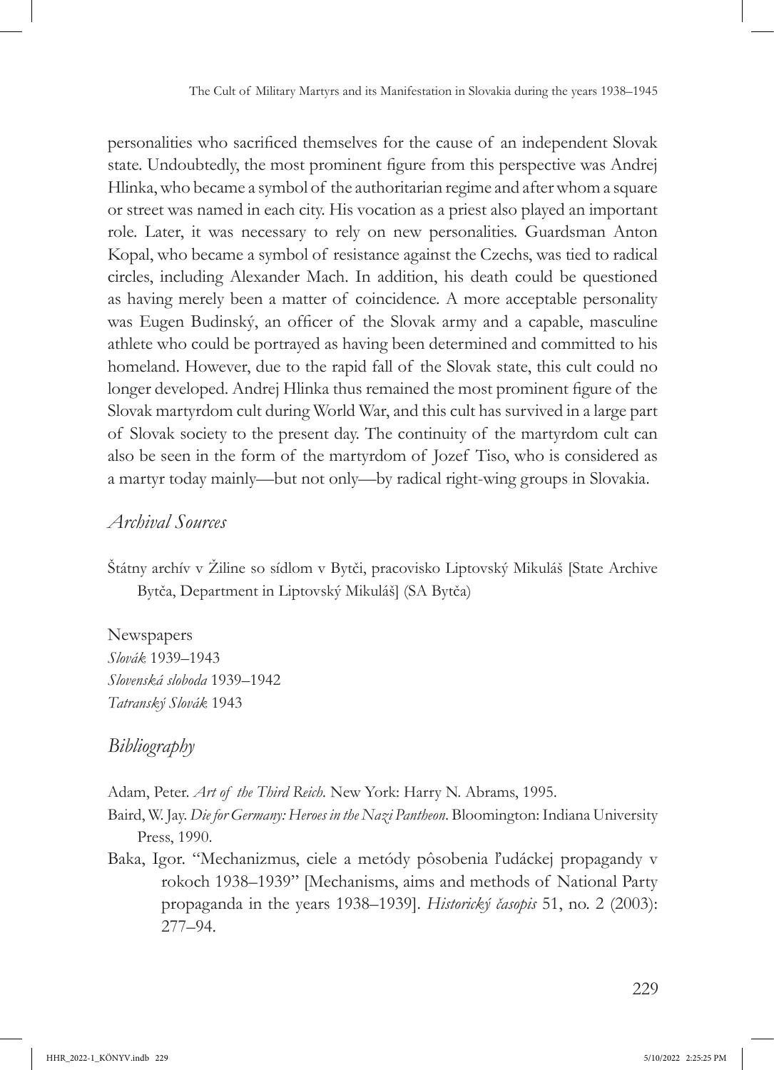personalities who sacrificed themselves for the cause of an independent Slovak state. Undoubtedly, the most prominent figure from this perspective was Andrej Hlinka, who became a symbol of the authoritarian regime and after whom a square or street was named in each city. His vocation as a priest also played an important role. Later, it was necessary to rely on new personalities. Guardsman Anton Kopal, who became a symbol of resistance against the Czechs, was tied to radical circles, including Alexander Mach. In addition, his death could be questioned as having merely been a matter of coincidence. A more acceptable personality was Eugen Budinský, an officer of the Slovak army and a capable, masculine athlete who could be portrayed as having been determined and committed to his homeland. However, due to the rapid fall of the Slovak state, this cult could no longer developed. Andrej Hlinka thus remained the most prominent figure of the Slovak martyrdom cult during World War, and this cult has survived in a large part of Slovak society to the present day. The continuity of the martyrdom cult can also be seen in the form of the martyrdom of Jozef Tiso, who is considered as a martyr today mainly—but not only—by radical right-wing groups in Slovakia.

## *Archival Sources*

Štátny archív v Žiline so sídlom v Bytči, pracovisko Liptovský Mikuláš [State Archive Bytča, Department in Liptovský Mikuláš] (SA Bytča)

Newspapers
*Slovák* 1939–1943
*Slovenská sloboda* 1939–1942
*Tatranský Slovák* 1943

## *Bibliography*

Adam, Peter. *Art of the Third Reich.* New York: Harry N. Abrams, 1995.

Baird, W. Jay. *Die for Germany: Heroes in the Nazi Pantheon*. Bloomington: Indiana University Press, 1990.

Baka, Igor. "Mechanizmus, ciele a metódy pôsobenia ľudáckej propagandy v rokoch 1938–1939" [Mechanisms, aims and methods of National Party propaganda in the years 1938–1939]. *Historický časopis* 51, no. 2 (2003): 277–94.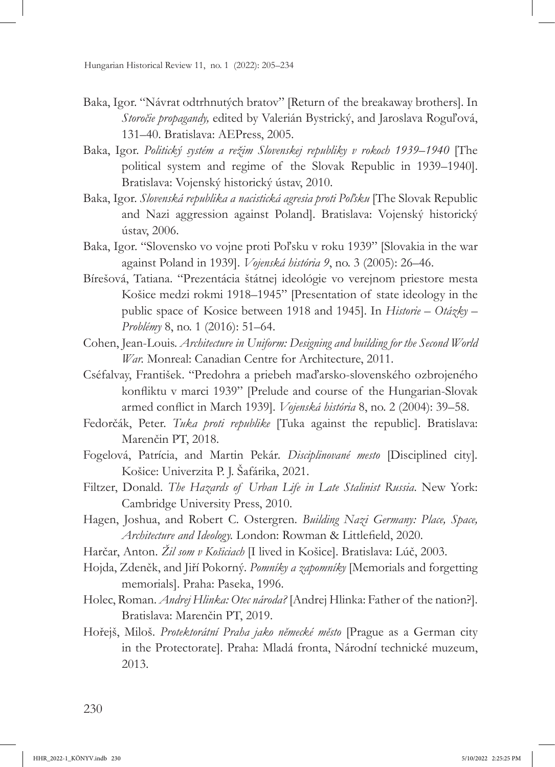Baka, Igor. "Návrat odtrhnutých bratov" [Return of the breakaway brothers]. In *Storočie propagandy,* edited by Valerián Bystrický, and Jaroslava Roguľová, 131–40. Bratislava: AEPress, 2005.

Baka, Igor. *Politický systém a režim Slovenskej republiky v rokoch 1939–1940* [The political system and regime of the Slovak Republic in 1939–1940]. Bratislava: Vojenský historický ústav, 2010.

Baka, Igor. *Slovenská republika a nacistická agresia proti Poľsku* [The Slovak Republic and Nazi aggression against Poland]. Bratislava: Vojenský historický ústav, 2006.

Baka, Igor. "Slovensko vo vojne proti Poľsku v roku 1939" [Slovakia in the war against Poland in 1939]. *Vojenská história 9*, no. 3 (2005): 26–46.

Bírešová, Tatiana. "Prezentácia štátnej ideológie vo verejnom priestore mesta Košice medzi rokmi 1918–1945" [Presentation of state ideology in the public space of Kosice between 1918 and 1945]. In *Historie – Otázky – Problémy* 8, no. 1 (2016): 51–64.

Cohen, Jean-Louis. *Architecture in Uniform: Designing and building for the Second World War.* Monreal: Canadian Centre for Architecture, 2011.

Cséfalvay, František. "Predohra a priebeh maďarsko-slovenského ozbrojeného konfliktu v marci 1939" [Prelude and course of the Hungarian-Slovak armed conflict in March 1939]. *Vojenská história* 8, no. 2 (2004): 39–58.

Fedorčák, Peter. *Tuka proti republike* [Tuka against the republic]. Bratislava: Marenčin PT, 2018.

Fogelová, Patrícia, and Martin Pekár. *Disciplinované mesto* [Disciplined city]. Košice: Univerzita P. J. Šafárika, 2021.

Filtzer, Donald. *The Hazards of Urban Life in Late Stalinist Russia*. New York: Cambridge University Press, 2010.

Hagen, Joshua, and Robert C. Ostergren. *Building Nazi Germany: Place, Space, Architecture and Ideology.* London: Rowman & Littlefield, 2020.

Harčar, Anton. *Žil som v Košiciach* [I lived in Košice]. Bratislava: Lúč, 2003.

Hojda, Zdeněk, and Jiří Pokorný. *Pomníky a zapomníky* [Memorials and forgetting memorials]. Praha: Paseka, 1996.

Holec, Roman. *Andrej Hlinka: Otec národa?* [Andrej Hlinka: Father of the nation?]. Bratislava: Marenčin PT, 2019.

Hořejš, Miloš. *Protektorátní Praha jako německé město* [Prague as a German city in the Protectorate]. Praha: Mladá fronta, Národní technické muzeum, 2013.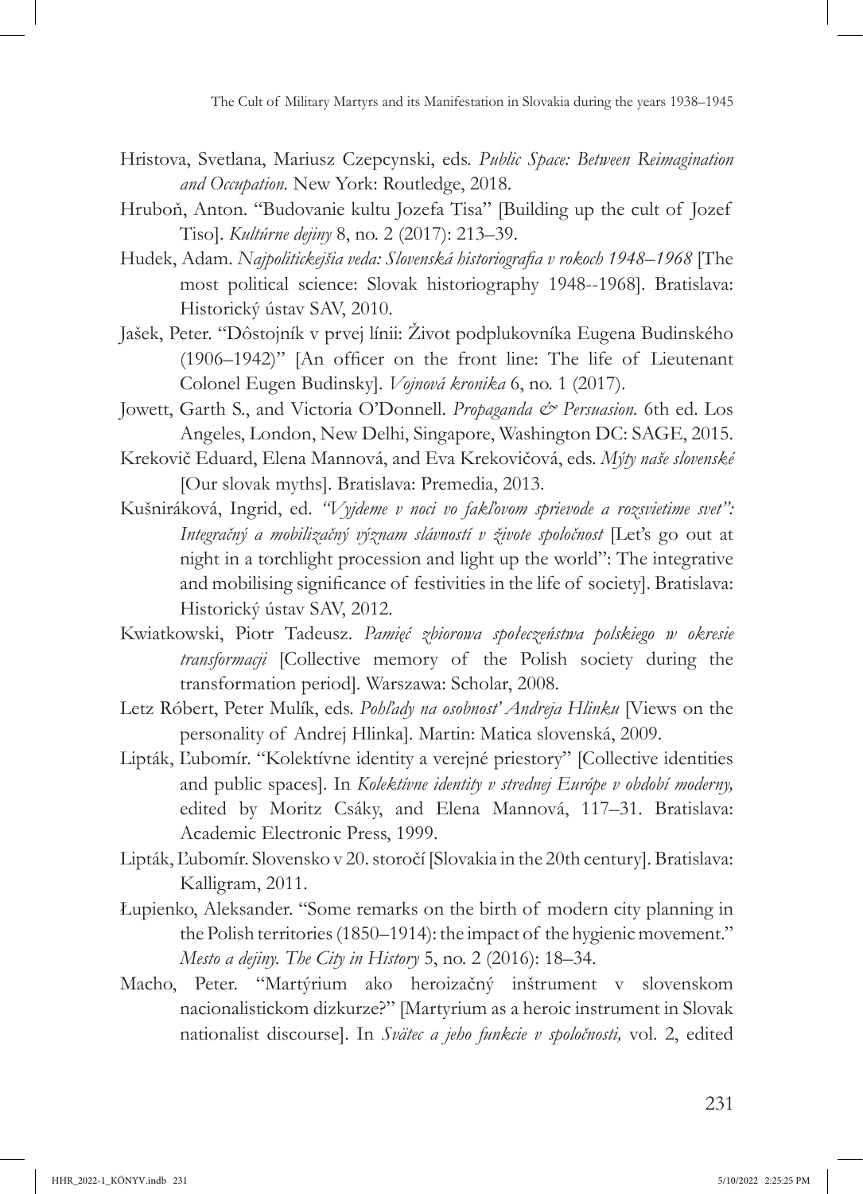Hristova, Svetlana, Mariusz Czepcynski, eds. *Public Space: Between Reimagination and Occupation.* New York: Routledge, 2018.

Hruboň, Anton. "Budovanie kultu Jozefa Tisa" [Building up the cult of Jozef Tiso]. *Kultúrne dejiny* 8, no. 2 (2017): 213–39.

Hudek, Adam. *Najpolitickejšia veda: Slovenská historiografia v rokoch 1948–1968* [The most political science: Slovak historiography 1948--1968]. Bratislava: Historický ústav SAV, 2010.

Jašek, Peter. "Dôstojník v prvej línii: Život podplukovníka Eugena Budinského (1906–1942)" [An officer on the front line: The life of Lieutenant Colonel Eugen Budinsky]. *Vojnová kronika* 6, no. 1 (2017).

Jowett, Garth S., and Victoria O'Donnell. *Propaganda & Persuasion.* 6th ed. Los Angeles, London, New Delhi, Singapore, Washington DC: SAGE, 2015.

Krekovič Eduard, Elena Mannová, and Eva Krekovičová, eds. *Mýty naše slovenské* [Our slovak myths]. Bratislava: Premedia, 2013.

Kušniráková, Ingrid, ed. *"Vyjdeme v noci vo fakľovom sprievode a rozsvietime svet": Integračný a mobilizačný význam slávností v živote spoločnost* [Let's go out at night in a torchlight procession and light up the world": The integrative and mobilising significance of festivities in the life of society]. Bratislava: Historický ústav SAV, 2012.

Kwiatkowski, Piotr Tadeusz. *Pamięć zbiorowa społeczeństwa polskiego w okresie transformacji* [Collective memory of the Polish society during the transformation period]. Warszawa: Scholar, 2008.

Letz Róbert, Peter Mulík, eds. *Pohľady na osobnosť Andreja Hlinku* [Views on the personality of Andrej Hlinka]. Martin: Matica slovenská, 2009.

Lipták, Ľubomír. "Kolektívne identity a verejné priestory" [Collective identities and public spaces]. In *Kolektívne identity v strednej Európe v období moderny,* edited by Moritz Csáky, and Elena Mannová, 117–31. Bratislava: Academic Electronic Press, 1999.

Lipták, Ľubomír. Slovensko v 20. storočí [Slovakia in the 20th century]. Bratislava: Kalligram, 2011.

Łupienko, Aleksander. "Some remarks on the birth of modern city planning in the Polish territories (1850–1914): the impact of the hygienic movement." *Mesto a dejiny. The City in History* 5, no. 2 (2016): 18–34.

Macho, Peter. "Martýrium ako heroizačný inštrument v slovenskom nacionalistickom dizkurze?" [Martyrium as a heroic instrument in Slovak nationalist discourse]. In *Sviatec a jeho funkcie v spoločnosti,* vol. 2, edited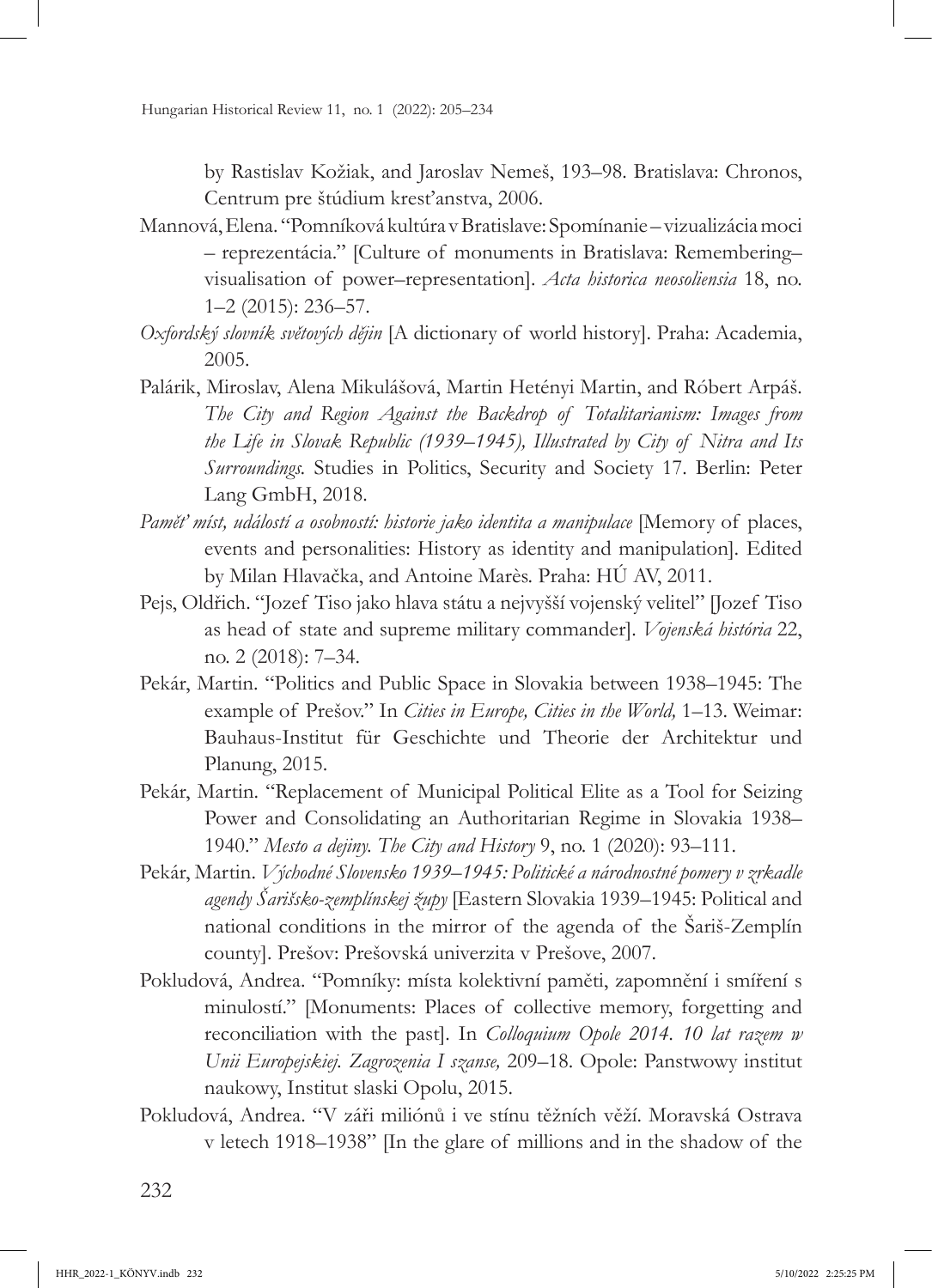by Rastislav Kožiak, and Jaroslav Nemeš, 193–98. Bratislava: Chronos, Centrum pre štúdium kresťanstva, 2006.

Mannová, Elena. "Pomníková kultúra v Bratislave: Spomínanie – vizualizácia moci – reprezentácia." [Culture of monuments in Bratislava: Remembering–visualisation of power–representation]. *Acta historica neosoliensia* 18, no. 1–2 (2015): 236–57.

*Oxfordský slovník světových dějin* [A dictionary of world history]. Praha: Academia, 2005.

Palárik, Miroslav, Alena Mikulášová, Martin Hetényi Martin, and Róbert Arpáš. *The City and Region Against the Backdrop of Totalitarianism: Images from the Life in Slovak Republic (1939–1945), Illustrated by City of Nitra and Its Surroundings.* Studies in Politics, Security and Society 17. Berlin: Peter Lang GmbH, 2018.

*Paměť míst, událostí a osobností: historie jako identita a manipulace* [Memory of places, events and personalities: History as identity and manipulation]. Edited by Milan Hlavačka, and Antoine Marès. Praha: HÚ AV, 2011.

Pejs, Oldřich. "Jozef Tiso jako hlava státu a nejvyšší vojenský velitel" [Jozef Tiso as head of state and supreme military commander]. *Vojenská história* 22, no. 2 (2018): 7–34.

Pekár, Martin. "Politics and Public Space in Slovakia between 1938–1945: The example of Prešov." In *Cities in Europe, Cities in the World,* 1–13. Weimar: Bauhaus-Institut für Geschichte und Theorie der Architektur und Planung, 2015.

Pekár, Martin. "Replacement of Municipal Political Elite as a Tool for Seizing Power and Consolidating an Authoritarian Regime in Slovakia 1938–1940." *Mesto a dejiny. The City and History* 9, no. 1 (2020): 93–111.

Pekár, Martin. *Východné Slovensko 1939–1945: Politické a národnostné pomery v zrkadle agendy Šarišsko-zemplínskej župy* [Eastern Slovakia 1939–1945: Political and national conditions in the mirror of the agenda of the Šariš-Zemplín county]. Prešov: Prešovská univerzita v Prešove, 2007.

Pokludová, Andrea. "Pomníky: místa kolektivní paměti, zapomnění i smíření s minulostí." [Monuments: Places of collective memory, forgetting and reconciliation with the past]. In *Colloquium Opole 2014. 10 lat razem w Unii Europejskiej. Zagrozenia I szanse,* 209–18. Opole: Panstwowy institut naukowy, Institut slaski Opolu, 2015.

Pokludová, Andrea. "V záři miliónů i ve stínu těžních věží. Moravská Ostrava v letech 1918–1938" [In the glare of millions and in the shadow of the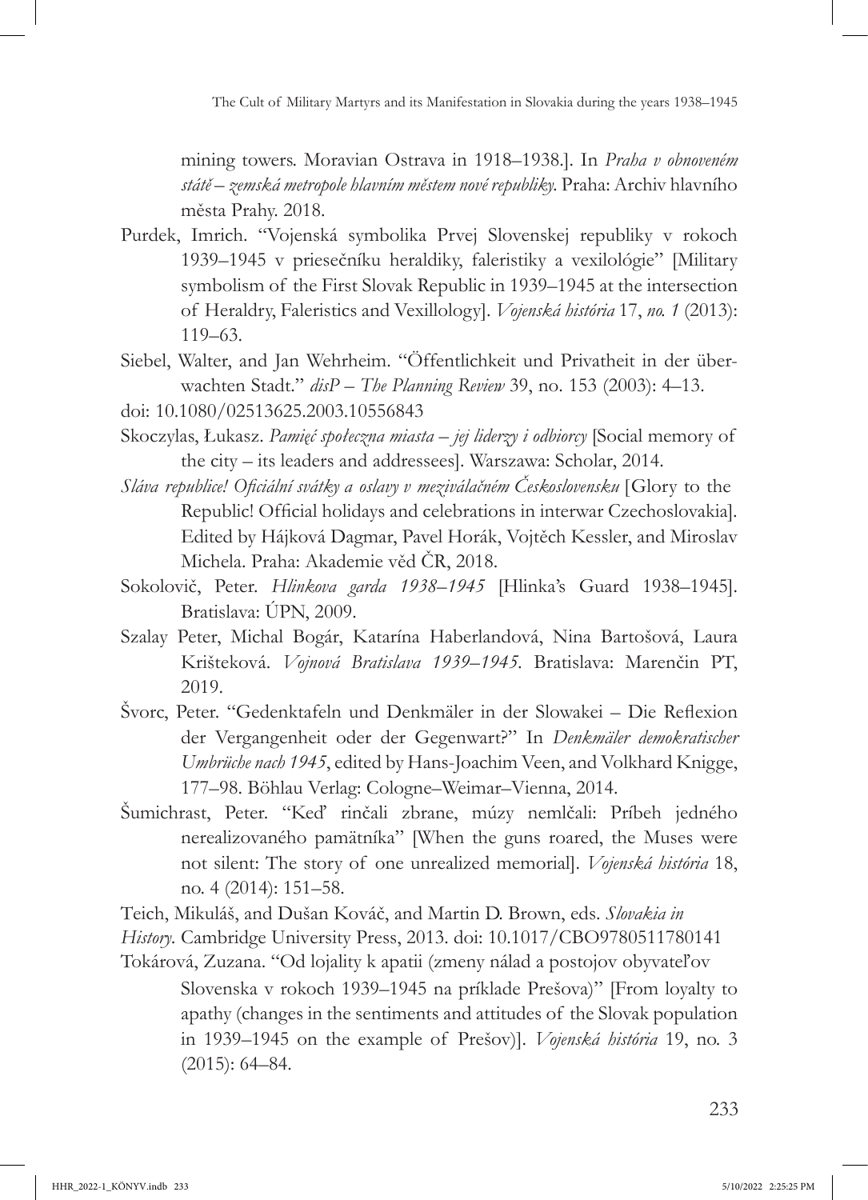mining towers. Moravian Ostrava in 1918–1938.]. In *Praha v obnoveném státě – zemská metropole hlavním městem nové republiky*. Praha: Archiv hlavního města Prahy. 2018.

Purdek, Imrich. "Vojenská symbolika Prvej Slovenskej republiky v rokoch 1939–1945 v priesečníku heraldiky, faleristiky a vexilológie" [Military symbolism of the First Slovak Republic in 1939–1945 at the intersection of Heraldry, Faleristics and Vexillology]. *Vojenská história* 17, *no. 1* (2013): 119–63.

Siebel, Walter, and Jan Wehrheim. "Öffentlichkeit und Privatheit in der überwachten Stadt." *disP – The Planning Review* 39, no. 153 (2003): 4–13.
doi: 10.1080/02513625.2003.10556843

Skoczylas, Łukasz. *Pamięć społeczna miasta – jej liderzy i odbiorcy* [Social memory of the city – its leaders and addressees]. Warszawa: Scholar, 2014.

*Sláva republice! Oficiální svátky a oslavy v meziválečném Československu* [Glory to the Republic! Official holidays and celebrations in interwar Czechoslovakia]. Edited by Hájková Dagmar, Pavel Horák, Vojtěch Kessler, and Miroslav Michela. Praha: Akademie věd ČR, 2018.

Sokolovič, Peter. *Hlinkova garda 1938–1945* [Hlinka's Guard 1938–1945]. Bratislava: ÚPN, 2009.

Szalay Peter, Michal Bogár, Katarína Haberlandová, Nina Bartošová, Laura Krišteková. *Vojnová Bratislava 1939–1945*. Bratislava: Marenčin PT, 2019.

Švorc, Peter. "Gedenktafeln und Denkmäler in der Slowakei – Die Reflexion der Vergangenheit oder der Gegenwart?" In *Denkmäler demokratischer Umbrüche nach 1945*, edited by Hans-Joachim Veen, and Volkhard Knigge, 177–98. Böhlau Verlag: Cologne–Weimar–Vienna, 2014.

Šumichrast, Peter. "Keď rinčali zbrane, múzy nemlčali: Príbeh jedného nerealizovaného pamätníka" [When the guns roared, the Muses were not silent: The story of one unrealized memorial]. *Vojenská história* 18, no. 4 (2014): 151–58.

Teich, Mikuláš, and Dušan Kováč, and Martin D. Brown, eds. *Slovakia in History*. Cambridge University Press, 2013. doi: 10.1017/CBO9780511780141

Tokárová, Zuzana. "Od lojality k apatii (zmeny nálad a postojov obyvateľov Slovenska v rokoch 1939–1945 na príklade Prešova)" [From loyalty to apathy (changes in the sentiments and attitudes of the Slovak population in 1939–1945 on the example of Prešov)]. *Vojenská história* 19, no. 3 (2015): 64–84.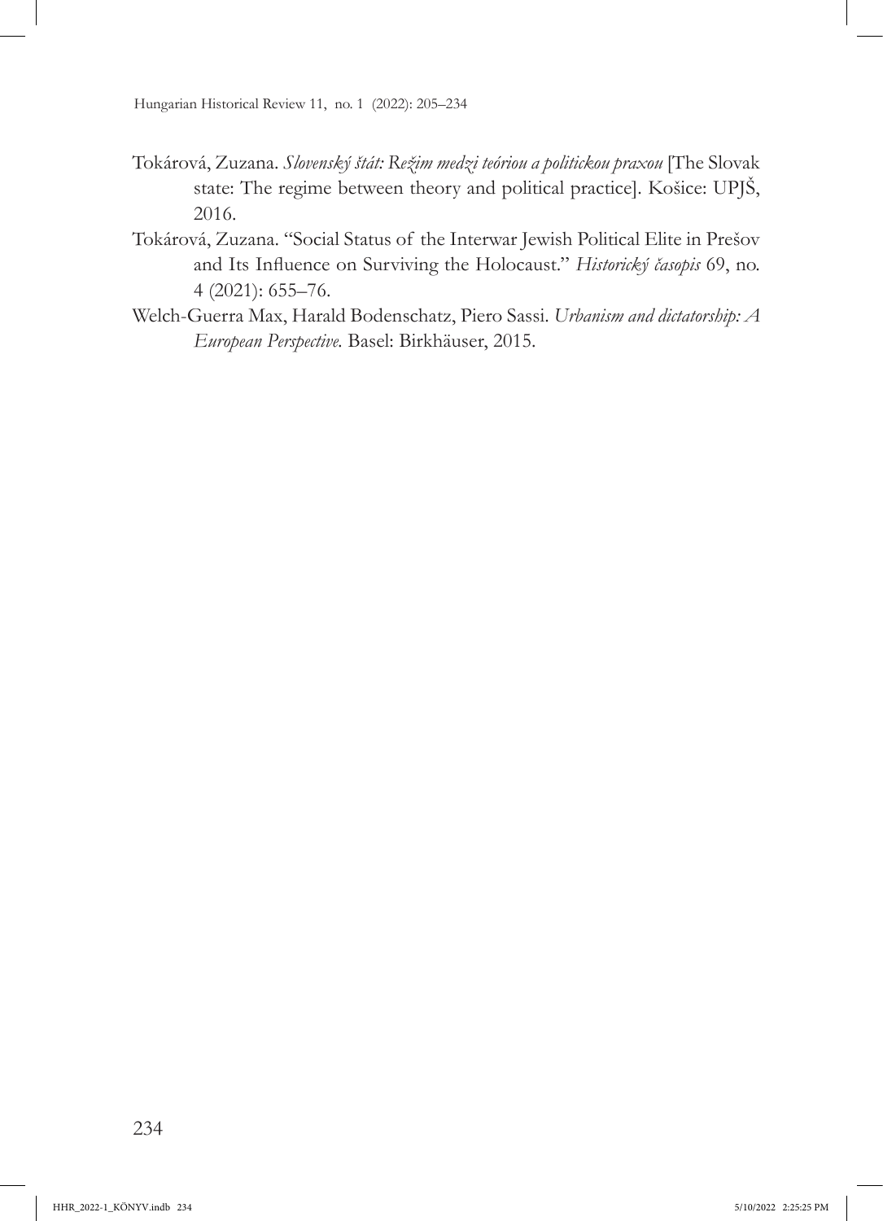Tokárová, Zuzana. *Slovenský štát: Režim medzi teóriou a politickou praxou* [The Slovak state: The regime between theory and political practice]. Košice: UPJŠ, 2016.

Tokárová, Zuzana. "Social Status of the Interwar Jewish Political Elite in Prešov and Its Influence on Surviving the Holocaust." *Historický časopis* 69, no. 4 (2021): 655–76.

Welch-Guerra Max, Harald Bodenschatz, Piero Sassi. *Urbanism and dictatorship: A European Perspective.* Basel: Birkhäuser, 2015.